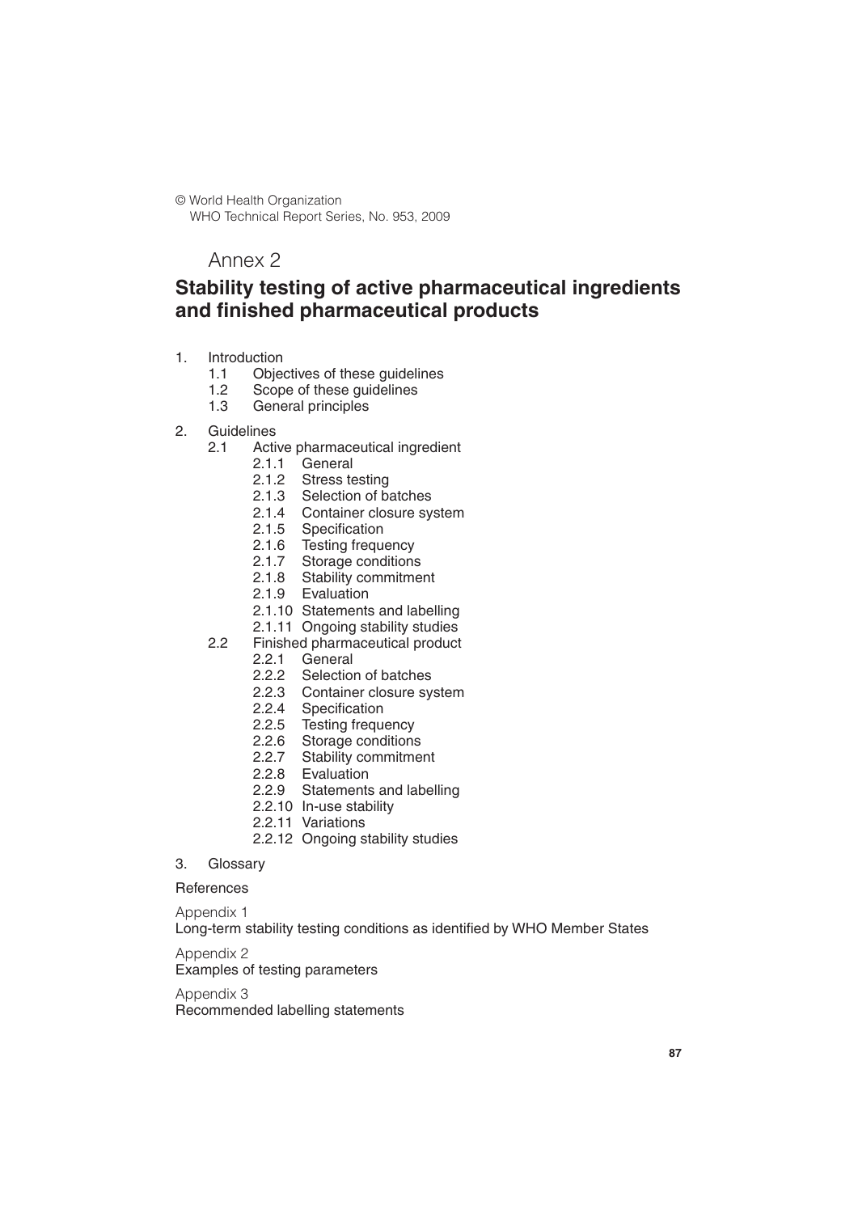© World Health Organization
WHO Technical Report Series, No. 953, 2009

# Annex 2

## Stability testing of active pharmaceutical ingredients and finished pharmaceutical products

1. Introduction
   - 1.1 Objectives of these guidelines
   - 1.2 Scope of these guidelines
   - 1.3 General principles
2. Guidelines
   - 2.1 Active pharmaceutical ingredient
     - 2.1.1 General
     - 2.1.2 Stress testing
     - 2.1.3 Selection of batches
     - 2.1.4 Container closure system
     - 2.1.5 Specification
     - 2.1.6 Testing frequency
     - 2.1.7 Storage conditions
     - 2.1.8 Stability commitment
     - 2.1.9 Evaluation
     - 2.1.10 Statements and labelling
     - 2.1.11 Ongoing stability studies
   - 2.2 Finished pharmaceutical product
     - 2.2.1 General
     - 2.2.2 Selection of batches
     - 2.2.3 Container closure system
     - 2.2.4 Specification
     - 2.2.5 Testing frequency
     - 2.2.6 Storage conditions
     - 2.2.7 Stability commitment
     - 2.2.8 Evaluation
     - 2.2.9 Statements and labelling
     - 2.2.10 In-use stability
     - 2.2.11 Variations
     - 2.2.12 Ongoing stability studies
3. Glossary

References

Appendix 1
Long-term stability testing conditions as identified by WHO Member States

Appendix 2
Examples of testing parameters

Appendix 3
Recommended labelling statements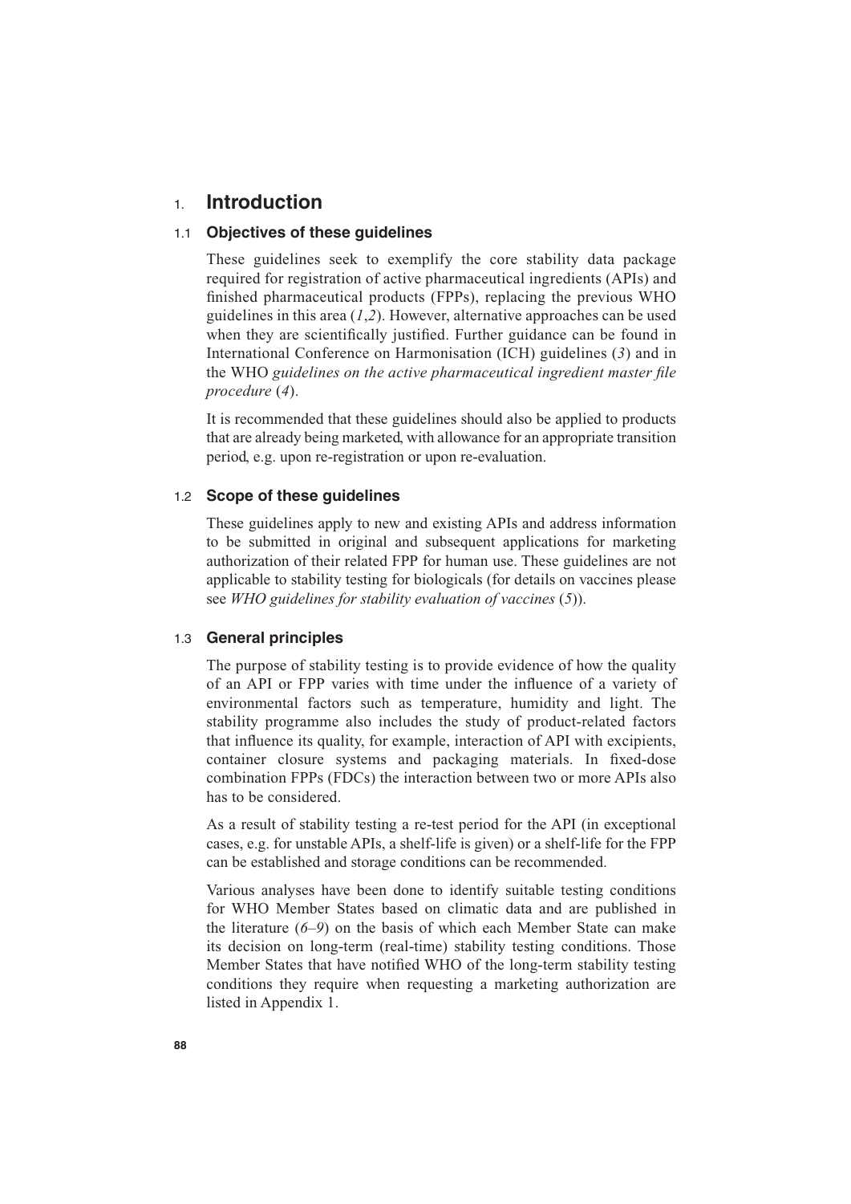# 1. Introduction

## 1.1 Objectives of these guidelines

These guidelines seek to exemplify the core stability data package required for registration of active pharmaceutical ingredients (APIs) and finished pharmaceutical products (FPPs), replacing the previous WHO guidelines in this area (*1*,*2*). However, alternative approaches can be used when they are scientifically justified. Further guidance can be found in International Conference on Harmonisation (ICH) guidelines (*3*) and in the WHO *guidelines on the active pharmaceutical ingredient master file procedure* (*4*).

It is recommended that these guidelines should also be applied to products that are already being marketed, with allowance for an appropriate transition period, e.g. upon re-registration or upon re-evaluation.

## 1.2 Scope of these guidelines

These guidelines apply to new and existing APIs and address information to be submitted in original and subsequent applications for marketing authorization of their related FPP for human use. These guidelines are not applicable to stability testing for biologicals (for details on vaccines please see *WHO guidelines for stability evaluation of vaccines* (*5*)).

## 1.3 General principles

The purpose of stability testing is to provide evidence of how the quality of an API or FPP varies with time under the influence of a variety of environmental factors such as temperature, humidity and light. The stability programme also includes the study of product-related factors that influence its quality, for example, interaction of API with excipients, container closure systems and packaging materials. In fixed-dose combination FPPs (FDCs) the interaction between two or more APIs also has to be considered.

As a result of stability testing a re-test period for the API (in exceptional cases, e.g. for unstable APIs, a shelf-life is given) or a shelf-life for the FPP can be established and storage conditions can be recommended.

Various analyses have been done to identify suitable testing conditions for WHO Member States based on climatic data and are published in the literature (*6–9*) on the basis of which each Member State can make its decision on long-term (real-time) stability testing conditions. Those Member States that have notified WHO of the long-term stability testing conditions they require when requesting a marketing authorization are listed in Appendix 1.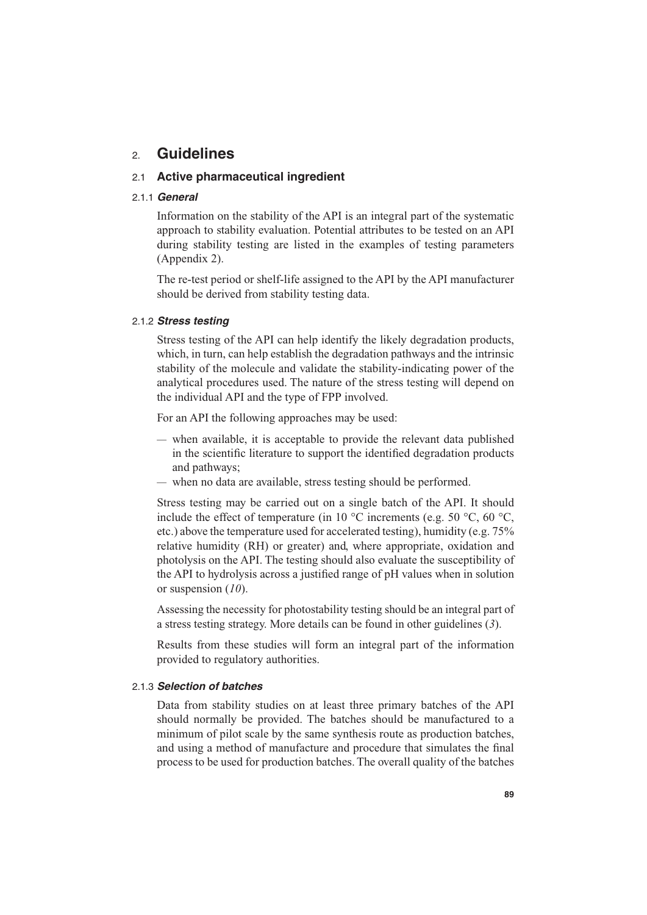# 2. Guidelines

## 2.1 Active pharmaceutical ingredient

### 2.1.1 *General*

Information on the stability of the API is an integral part of the systematic approach to stability evaluation. Potential attributes to be tested on an API during stability testing are listed in the examples of testing parameters (Appendix 2).

The re-test period or shelf-life assigned to the API by the API manufacturer should be derived from stability testing data.

### 2.1.2 *Stress testing*

Stress testing of the API can help identify the likely degradation products, which, in turn, can help establish the degradation pathways and the intrinsic stability of the molecule and validate the stability-indicating power of the analytical procedures used. The nature of the stress testing will depend on the individual API and the type of FPP involved.

For an API the following approaches may be used:

- when available, it is acceptable to provide the relevant data published in the scientific literature to support the identified degradation products and pathways;
- when no data are available, stress testing should be performed.

Stress testing may be carried out on a single batch of the API. It should include the effect of temperature (in 10 °C increments (e.g. 50 °C, 60 °C, etc.) above the temperature used for accelerated testing), humidity (e.g. 75% relative humidity (RH) or greater) and, where appropriate, oxidation and photolysis on the API. The testing should also evaluate the susceptibility of the API to hydrolysis across a justified range of pH values when in solution or suspension (*10*).

Assessing the necessity for photostability testing should be an integral part of a stress testing strategy. More details can be found in other guidelines (*3*).

Results from these studies will form an integral part of the information provided to regulatory authorities.

### 2.1.3 *Selection of batches*

Data from stability studies on at least three primary batches of the API should normally be provided. The batches should be manufactured to a minimum of pilot scale by the same synthesis route as production batches, and using a method of manufacture and procedure that simulates the final process to be used for production batches. The overall quality of the batches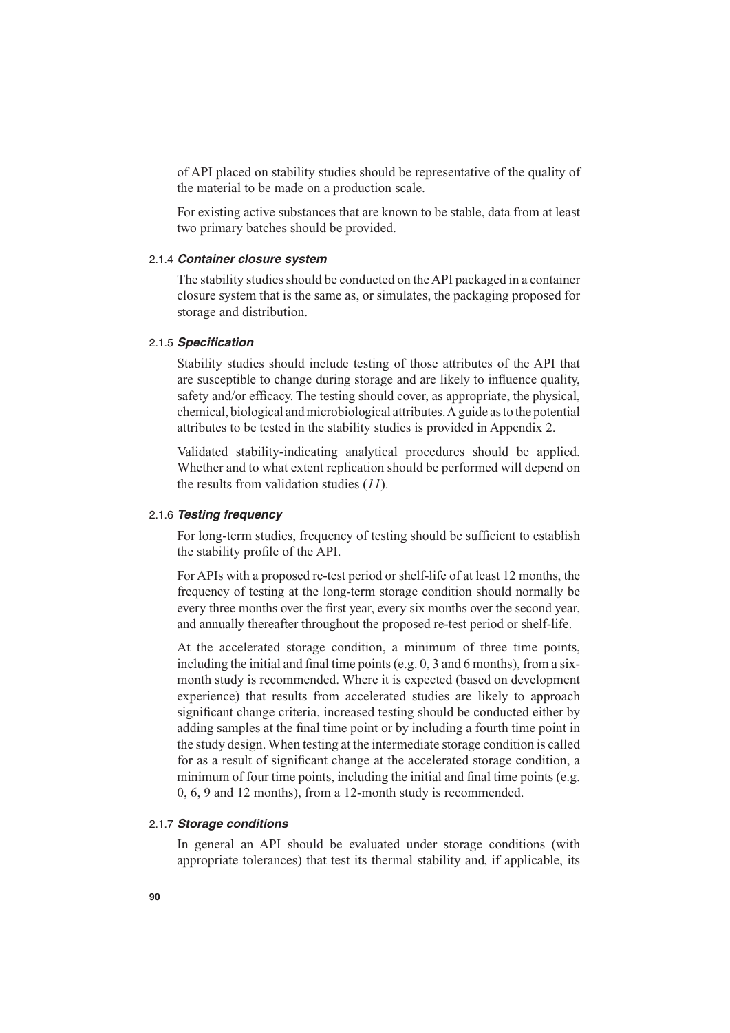of API placed on stability studies should be representative of the quality of the material to be made on a production scale.

For existing active substances that are known to be stable, data from at least two primary batches should be provided.

#### 2.1.4 *Container closure system*

The stability studies should be conducted on the API packaged in a container closure system that is the same as, or simulates, the packaging proposed for storage and distribution.

#### 2.1.5 *Specification*

Stability studies should include testing of those attributes of the API that are susceptible to change during storage and are likely to influence quality, safety and/or efficacy. The testing should cover, as appropriate, the physical, chemical, biological and microbiological attributes. A guide as to the potential attributes to be tested in the stability studies is provided in Appendix 2.

Validated stability-indicating analytical procedures should be applied. Whether and to what extent replication should be performed will depend on the results from validation studies (*11*).

#### 2.1.6 *Testing frequency*

For long-term studies, frequency of testing should be sufficient to establish the stability profile of the API.

For APIs with a proposed re-test period or shelf-life of at least 12 months, the frequency of testing at the long-term storage condition should normally be every three months over the first year, every six months over the second year, and annually thereafter throughout the proposed re-test period or shelf-life.

At the accelerated storage condition, a minimum of three time points, including the initial and final time points (e.g. 0, 3 and 6 months), from a six-month study is recommended. Where it is expected (based on development experience) that results from accelerated studies are likely to approach significant change criteria, increased testing should be conducted either by adding samples at the final time point or by including a fourth time point in the study design. When testing at the intermediate storage condition is called for as a result of significant change at the accelerated storage condition, a minimum of four time points, including the initial and final time points (e.g. 0, 6, 9 and 12 months), from a 12-month study is recommended.

#### 2.1.7 *Storage conditions*

In general an API should be evaluated under storage conditions (with appropriate tolerances) that test its thermal stability and, if applicable, its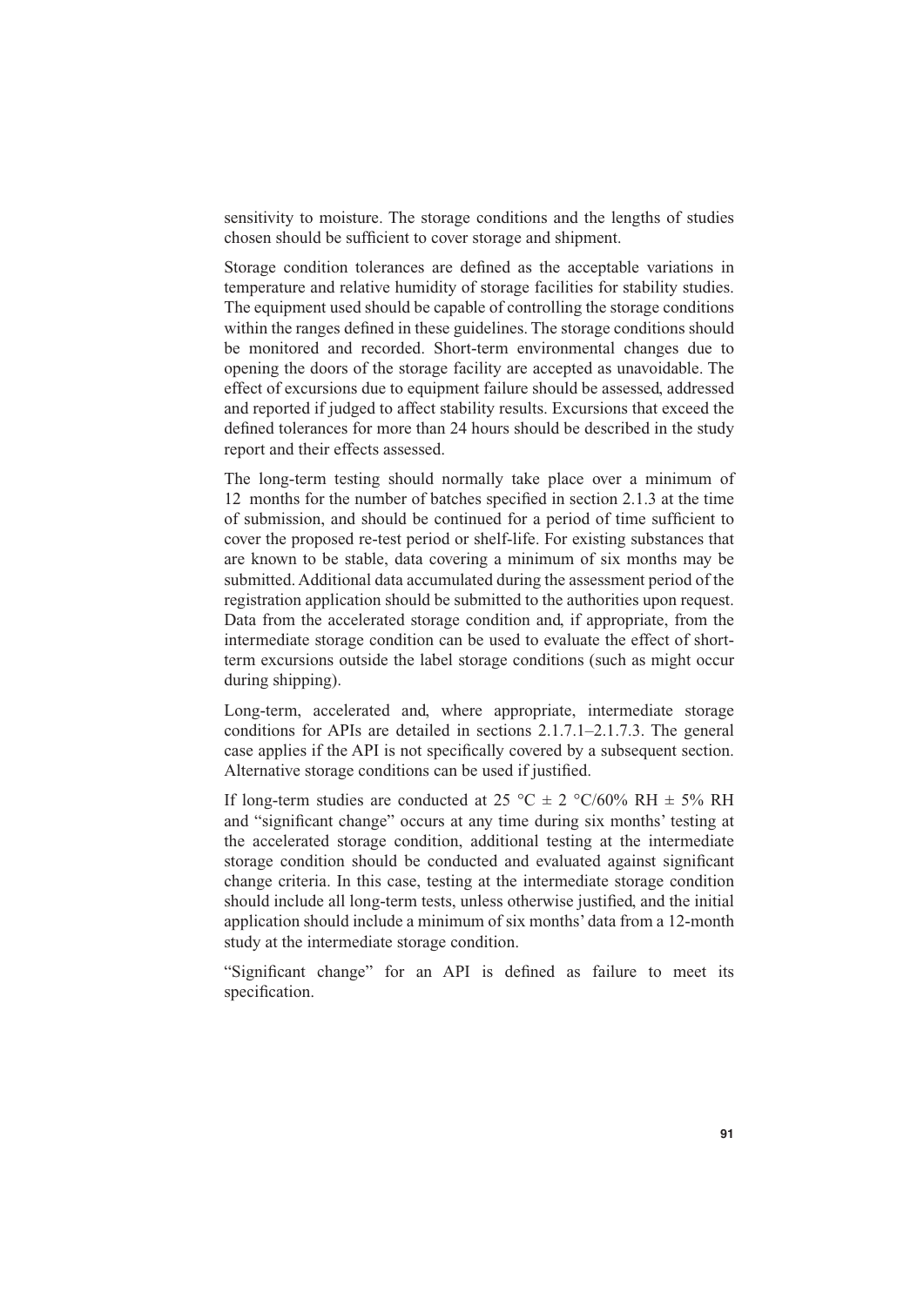sensitivity to moisture. The storage conditions and the lengths of studies chosen should be sufficient to cover storage and shipment.

Storage condition tolerances are defined as the acceptable variations in temperature and relative humidity of storage facilities for stability studies. The equipment used should be capable of controlling the storage conditions within the ranges defined in these guidelines. The storage conditions should be monitored and recorded. Short-term environmental changes due to opening the doors of the storage facility are accepted as unavoidable. The effect of excursions due to equipment failure should be assessed, addressed and reported if judged to affect stability results. Excursions that exceed the defined tolerances for more than 24 hours should be described in the study report and their effects assessed.

The long-term testing should normally take place over a minimum of 12 months for the number of batches specified in section 2.1.3 at the time of submission, and should be continued for a period of time sufficient to cover the proposed re-test period or shelf-life. For existing substances that are known to be stable, data covering a minimum of six months may be submitted. Additional data accumulated during the assessment period of the registration application should be submitted to the authorities upon request. Data from the accelerated storage condition and, if appropriate, from the intermediate storage condition can be used to evaluate the effect of short-term excursions outside the label storage conditions (such as might occur during shipping).

Long-term, accelerated and, where appropriate, intermediate storage conditions for APIs are detailed in sections 2.1.7.1–2.1.7.3. The general case applies if the API is not specifically covered by a subsequent section. Alternative storage conditions can be used if justified.

If long-term studies are conducted at 25 °C ± 2 °C/60% RH ± 5% RH and "significant change" occurs at any time during six months' testing at the accelerated storage condition, additional testing at the intermediate storage condition should be conducted and evaluated against significant change criteria. In this case, testing at the intermediate storage condition should include all long-term tests, unless otherwise justified, and the initial application should include a minimum of six months' data from a 12-month study at the intermediate storage condition.

"Significant change" for an API is defined as failure to meet its specification.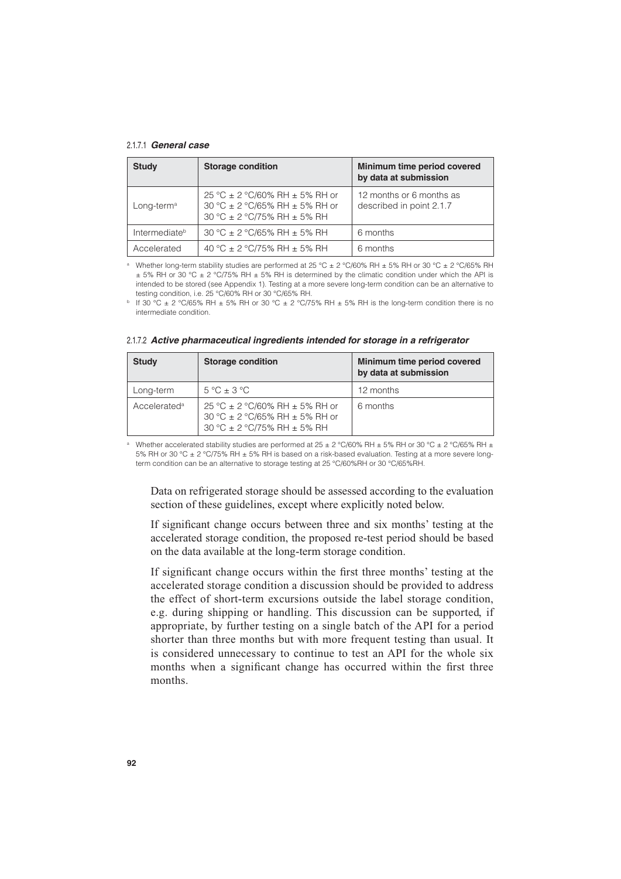#### 2.1.7.1 *General case*

| Study | Storage condition | Minimum time period covered by data at submission |
|---|---|---|
| Long-term[a] | 25 °C ± 2 °C/60% RH ± 5% RH or 30 °C ± 2 °C/65% RH ± 5% RH or 30 °C ± 2 °C/75% RH ± 5% RH | 12 months or 6 months as described in point 2.1.7 |
| Intermediate[b] | 30 °C ± 2 °C/65% RH ± 5% RH | 6 months |
| Accelerated | 40 °C ± 2 °C/75% RH ± 5% RH | 6 months |

[a] Whether long-term stability studies are performed at 25 °C ± 2 °C/60% RH ± 5% RH or 30 °C ± 2 °C/65% RH ± 5% RH or 30 °C ± 2 °C/75% RH ± 5% RH is determined by the climatic condition under which the API is intended to be stored (see Appendix 1). Testing at a more severe long-term condition can be an alternative to testing condition, i.e. 25 °C/60% RH or 30 °C/65% RH.

[b] If 30 °C ± 2 °C/65% RH ± 5% RH or 30 °C ± 2 °C/75% RH ± 5% RH is the long-term condition there is no intermediate condition.

#### 2.1.7.2 *Active pharmaceutical ingredients intended for storage in a refrigerator*

| Study | Storage condition | Minimum time period covered by data at submission |
|---|---|---|
| Long-term | 5 °C ± 3 °C | 12 months |
| Accelerated[a] | 25 °C ± 2 °C/60% RH ± 5% RH or 30 °C ± 2 °C/65% RH ± 5% RH or 30 °C ± 2 °C/75% RH ± 5% RH | 6 months |

[a] Whether accelerated stability studies are performed at 25 ± 2 °C/60% RH ± 5% RH or 30 °C ± 2 °C/65% RH ± 5% RH or 30 °C ± 2 °C/75% RH ± 5% RH is based on a risk-based evaluation. Testing at a more severe long-term condition can be an alternative to storage testing at 25 °C/60%RH or 30 °C/65%RH.

Data on refrigerated storage should be assessed according to the evaluation section of these guidelines, except where explicitly noted below.

If significant change occurs between three and six months' testing at the accelerated storage condition, the proposed re-test period should be based on the data available at the long-term storage condition.

If significant change occurs within the first three months' testing at the accelerated storage condition a discussion should be provided to address the effect of short-term excursions outside the label storage condition, e.g. during shipping or handling. This discussion can be supported, if appropriate, by further testing on a single batch of the API for a period shorter than three months but with more frequent testing than usual. It is considered unnecessary to continue to test an API for the whole six months when a significant change has occurred within the first three months.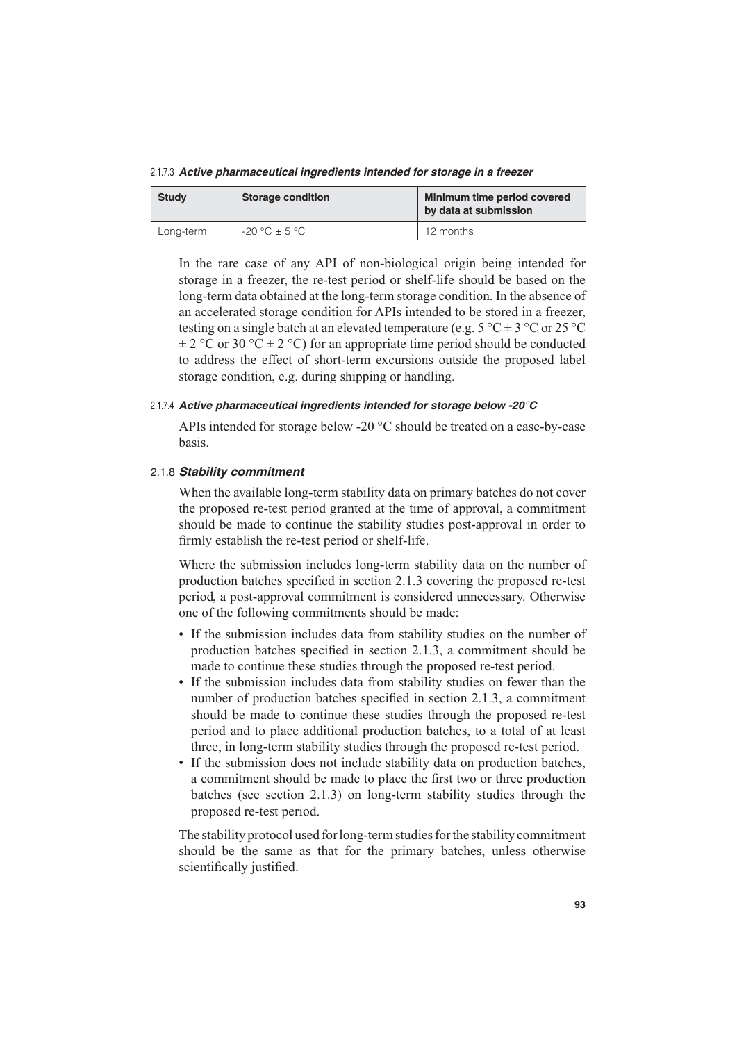#### 2.1.7.3 *Active pharmaceutical ingredients intended for storage in a freezer*

| Study | Storage condition | Minimum time period covered by data at submission |
|---|---|---|
| Long-term | -20 °C ± 5 °C | 12 months |

In the rare case of any API of non-biological origin being intended for storage in a freezer, the re-test period or shelf-life should be based on the long-term data obtained at the long-term storage condition. In the absence of an accelerated storage condition for APIs intended to be stored in a freezer, testing on a single batch at an elevated temperature (e.g. 5 °C ± 3 °C or 25 °C ± 2 °C or 30 °C ± 2 °C) for an appropriate time period should be conducted to address the effect of short-term excursions outside the proposed label storage condition, e.g. during shipping or handling.

#### 2.1.7.4 *Active pharmaceutical ingredients intended for storage below -20°C*

APIs intended for storage below -20 °C should be treated on a case-by-case basis.

### 2.1.8 *Stability commitment*

When the available long-term stability data on primary batches do not cover the proposed re-test period granted at the time of approval, a commitment should be made to continue the stability studies post-approval in order to firmly establish the re-test period or shelf-life.

Where the submission includes long-term stability data on the number of production batches specified in section 2.1.3 covering the proposed re-test period, a post-approval commitment is considered unnecessary. Otherwise one of the following commitments should be made:

- If the submission includes data from stability studies on the number of production batches specified in section 2.1.3, a commitment should be made to continue these studies through the proposed re-test period.
- If the submission includes data from stability studies on fewer than the number of production batches specified in section 2.1.3, a commitment should be made to continue these studies through the proposed re-test period and to place additional production batches, to a total of at least three, in long-term stability studies through the proposed re-test period.
- If the submission does not include stability data on production batches, a commitment should be made to place the first two or three production batches (see section 2.1.3) on long-term stability studies through the proposed re-test period.

The stability protocol used for long-term studies for the stability commitment should be the same as that for the primary batches, unless otherwise scientifically justified.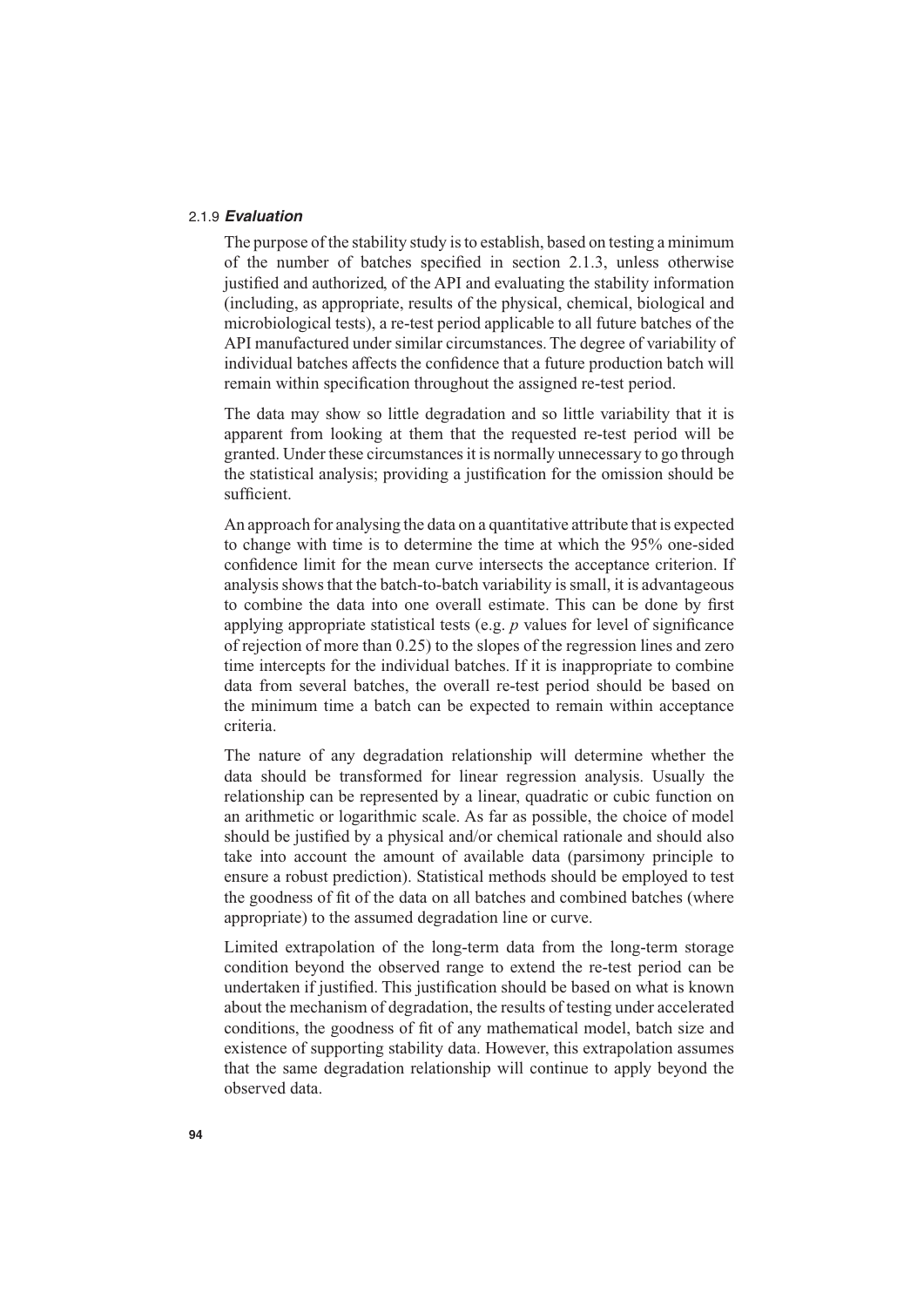### 2.1.9 ***Evaluation***

The purpose of the stability study is to establish, based on testing a minimum of the number of batches specified in section 2.1.3, unless otherwise justified and authorized, of the API and evaluating the stability information (including, as appropriate, results of the physical, chemical, biological and microbiological tests), a re-test period applicable to all future batches of the API manufactured under similar circumstances. The degree of variability of individual batches affects the confidence that a future production batch will remain within specification throughout the assigned re-test period.

The data may show so little degradation and so little variability that it is apparent from looking at them that the requested re-test period will be granted. Under these circumstances it is normally unnecessary to go through the statistical analysis; providing a justification for the omission should be sufficient.

An approach for analysing the data on a quantitative attribute that is expected to change with time is to determine the time at which the 95% one-sided confidence limit for the mean curve intersects the acceptance criterion. If analysis shows that the batch-to-batch variability is small, it is advantageous to combine the data into one overall estimate. This can be done by first applying appropriate statistical tests (e.g. $p$ values for level of significance of rejection of more than 0.25) to the slopes of the regression lines and zero time intercepts for the individual batches. If it is inappropriate to combine data from several batches, the overall re-test period should be based on the minimum time a batch can be expected to remain within acceptance criteria.

The nature of any degradation relationship will determine whether the data should be transformed for linear regression analysis. Usually the relationship can be represented by a linear, quadratic or cubic function on an arithmetic or logarithmic scale. As far as possible, the choice of model should be justified by a physical and/or chemical rationale and should also take into account the amount of available data (parsimony principle to ensure a robust prediction). Statistical methods should be employed to test the goodness of fit of the data on all batches and combined batches (where appropriate) to the assumed degradation line or curve.

Limited extrapolation of the long-term data from the long-term storage condition beyond the observed range to extend the re-test period can be undertaken if justified. This justification should be based on what is known about the mechanism of degradation, the results of testing under accelerated conditions, the goodness of fit of any mathematical model, batch size and existence of supporting stability data. However, this extrapolation assumes that the same degradation relationship will continue to apply beyond the observed data.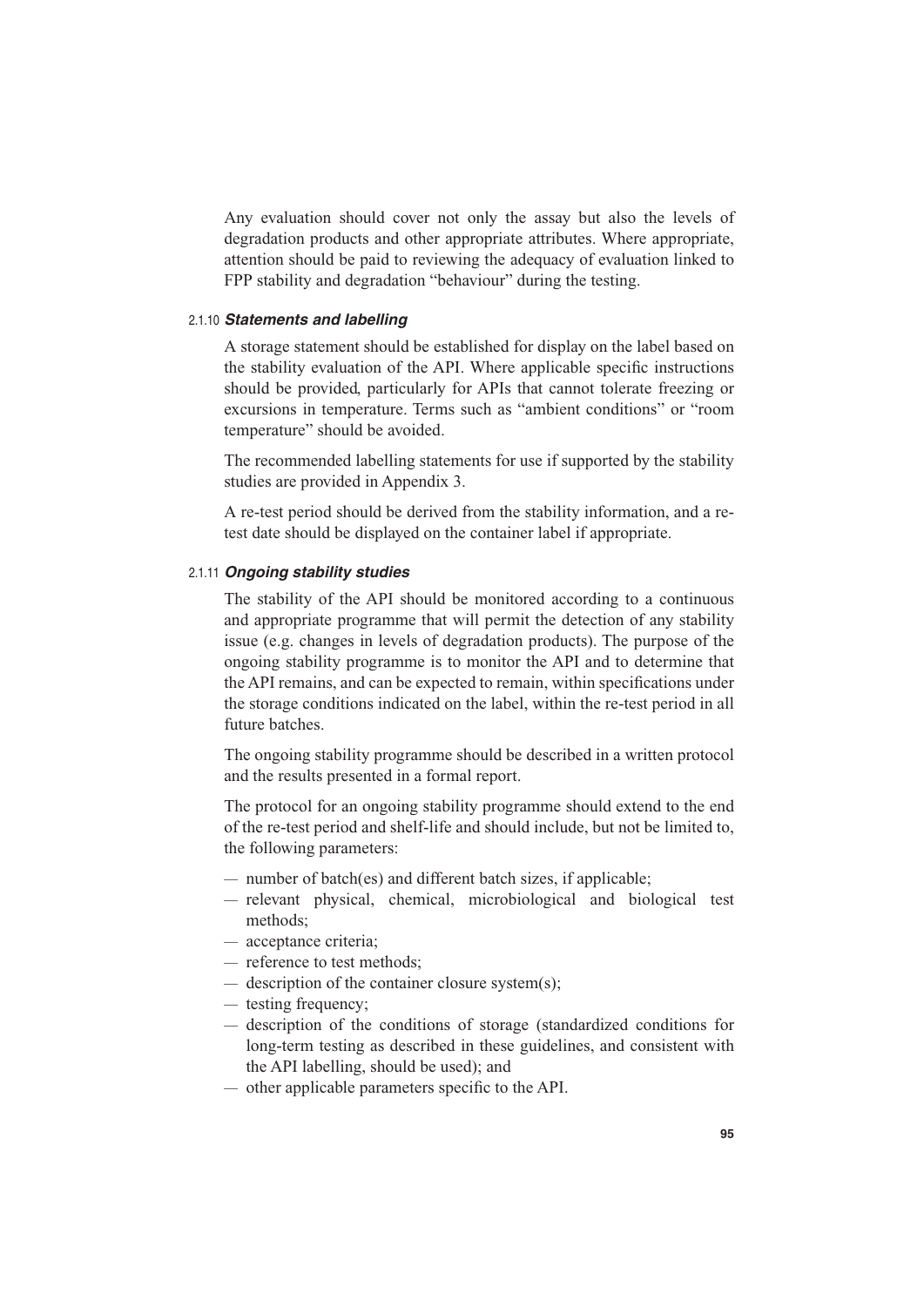Any evaluation should cover not only the assay but also the levels of degradation products and other appropriate attributes. Where appropriate, attention should be paid to reviewing the adequacy of evaluation linked to FPP stability and degradation "behaviour" during the testing.

### 2.1.10 *Statements and labelling*

A storage statement should be established for display on the label based on the stability evaluation of the API. Where applicable specific instructions should be provided, particularly for APIs that cannot tolerate freezing or excursions in temperature. Terms such as "ambient conditions" or "room temperature" should be avoided.

The recommended labelling statements for use if supported by the stability studies are provided in Appendix 3.

A re-test period should be derived from the stability information, and a re-test date should be displayed on the container label if appropriate.

### 2.1.11 *Ongoing stability studies*

The stability of the API should be monitored according to a continuous and appropriate programme that will permit the detection of any stability issue (e.g. changes in levels of degradation products). The purpose of the ongoing stability programme is to monitor the API and to determine that the API remains, and can be expected to remain, within specifications under the storage conditions indicated on the label, within the re-test period in all future batches.

The ongoing stability programme should be described in a written protocol and the results presented in a formal report.

The protocol for an ongoing stability programme should extend to the end of the re-test period and shelf-life and should include, but not be limited to, the following parameters:

- number of batch(es) and different batch sizes, if applicable;
- relevant physical, chemical, microbiological and biological test methods;
- acceptance criteria;
- reference to test methods;
- description of the container closure system(s);
- testing frequency;
- description of the conditions of storage (standardized conditions for long-term testing as described in these guidelines, and consistent with the API labelling, should be used); and
- other applicable parameters specific to the API.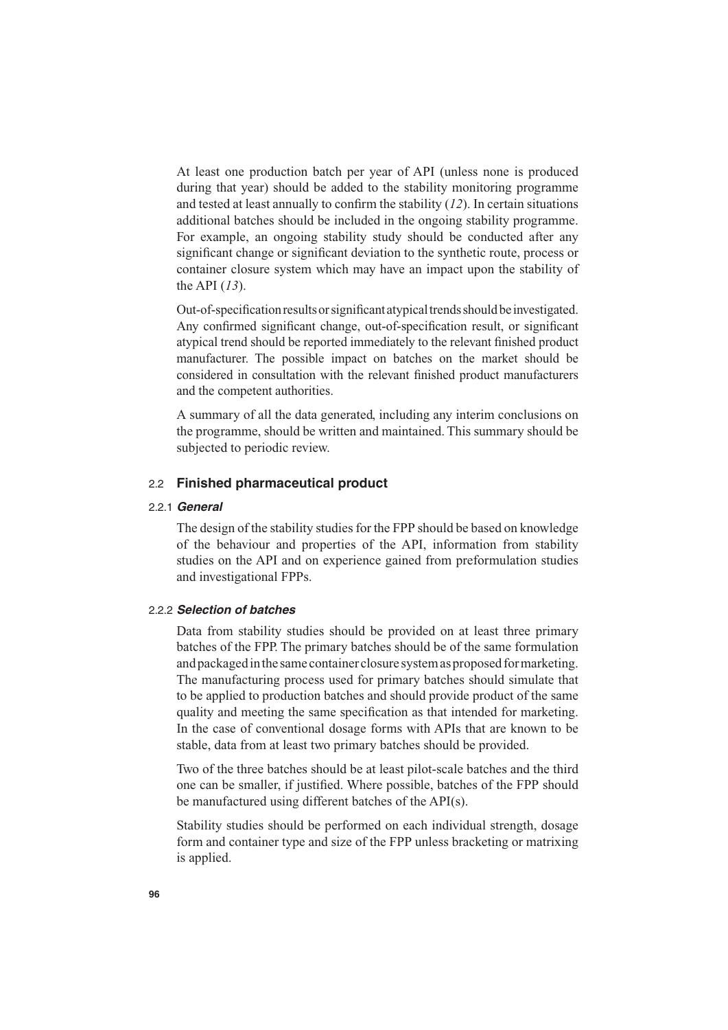At least one production batch per year of API (unless none is produced during that year) should be added to the stability monitoring programme and tested at least annually to confirm the stability (*12*). In certain situations additional batches should be included in the ongoing stability programme. For example, an ongoing stability study should be conducted after any significant change or significant deviation to the synthetic route, process or container closure system which may have an impact upon the stability of the API (*13*).

Out-of-specification results or significant atypical trends should be investigated. Any confirmed significant change, out-of-specification result, or significant atypical trend should be reported immediately to the relevant finished product manufacturer. The possible impact on batches on the market should be considered in consultation with the relevant finished product manufacturers and the competent authorities.

A summary of all the data generated, including any interim conclusions on the programme, should be written and maintained. This summary should be subjected to periodic review.

## 2.2 Finished pharmaceutical product

### 2.2.1 *General*

The design of the stability studies for the FPP should be based on knowledge of the behaviour and properties of the API, information from stability studies on the API and on experience gained from preformulation studies and investigational FPPs.

### 2.2.2 *Selection of batches*

Data from stability studies should be provided on at least three primary batches of the FPP. The primary batches should be of the same formulation and packaged in the same container closure system as proposed for marketing. The manufacturing process used for primary batches should simulate that to be applied to production batches and should provide product of the same quality and meeting the same specification as that intended for marketing. In the case of conventional dosage forms with APIs that are known to be stable, data from at least two primary batches should be provided.

Two of the three batches should be at least pilot-scale batches and the third one can be smaller, if justified. Where possible, batches of the FPP should be manufactured using different batches of the API(s).

Stability studies should be performed on each individual strength, dosage form and container type and size of the FPP unless bracketing or matrixing is applied.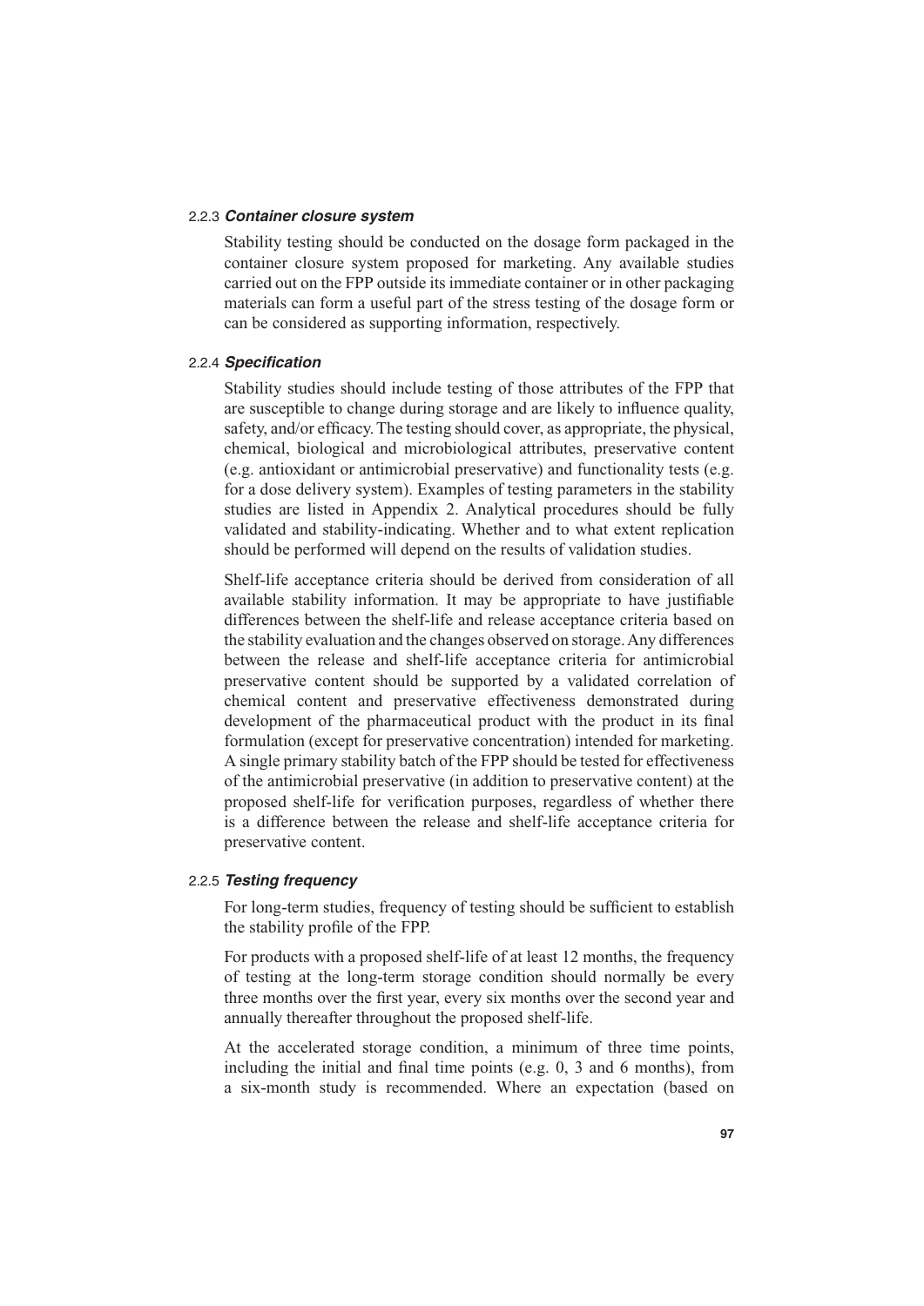#### 2.2.3 *Container closure system*

Stability testing should be conducted on the dosage form packaged in the container closure system proposed for marketing. Any available studies carried out on the FPP outside its immediate container or in other packaging materials can form a useful part of the stress testing of the dosage form or can be considered as supporting information, respectively.

#### 2.2.4 *Specification*

Stability studies should include testing of those attributes of the FPP that are susceptible to change during storage and are likely to influence quality, safety, and/or efficacy. The testing should cover, as appropriate, the physical, chemical, biological and microbiological attributes, preservative content (e.g. antioxidant or antimicrobial preservative) and functionality tests (e.g. for a dose delivery system). Examples of testing parameters in the stability studies are listed in Appendix 2. Analytical procedures should be fully validated and stability-indicating. Whether and to what extent replication should be performed will depend on the results of validation studies.

Shelf-life acceptance criteria should be derived from consideration of all available stability information. It may be appropriate to have justifiable differences between the shelf-life and release acceptance criteria based on the stability evaluation and the changes observed on storage. Any differences between the release and shelf-life acceptance criteria for antimicrobial preservative content should be supported by a validated correlation of chemical content and preservative effectiveness demonstrated during development of the pharmaceutical product with the product in its final formulation (except for preservative concentration) intended for marketing. A single primary stability batch of the FPP should be tested for effectiveness of the antimicrobial preservative (in addition to preservative content) at the proposed shelf-life for verification purposes, regardless of whether there is a difference between the release and shelf-life acceptance criteria for preservative content.

#### 2.2.5 *Testing frequency*

For long-term studies, frequency of testing should be sufficient to establish the stability profile of the FPP.

For products with a proposed shelf-life of at least 12 months, the frequency of testing at the long-term storage condition should normally be every three months over the first year, every six months over the second year and annually thereafter throughout the proposed shelf-life.

At the accelerated storage condition, a minimum of three time points, including the initial and final time points (e.g. 0, 3 and 6 months), from a six-month study is recommended. Where an expectation (based on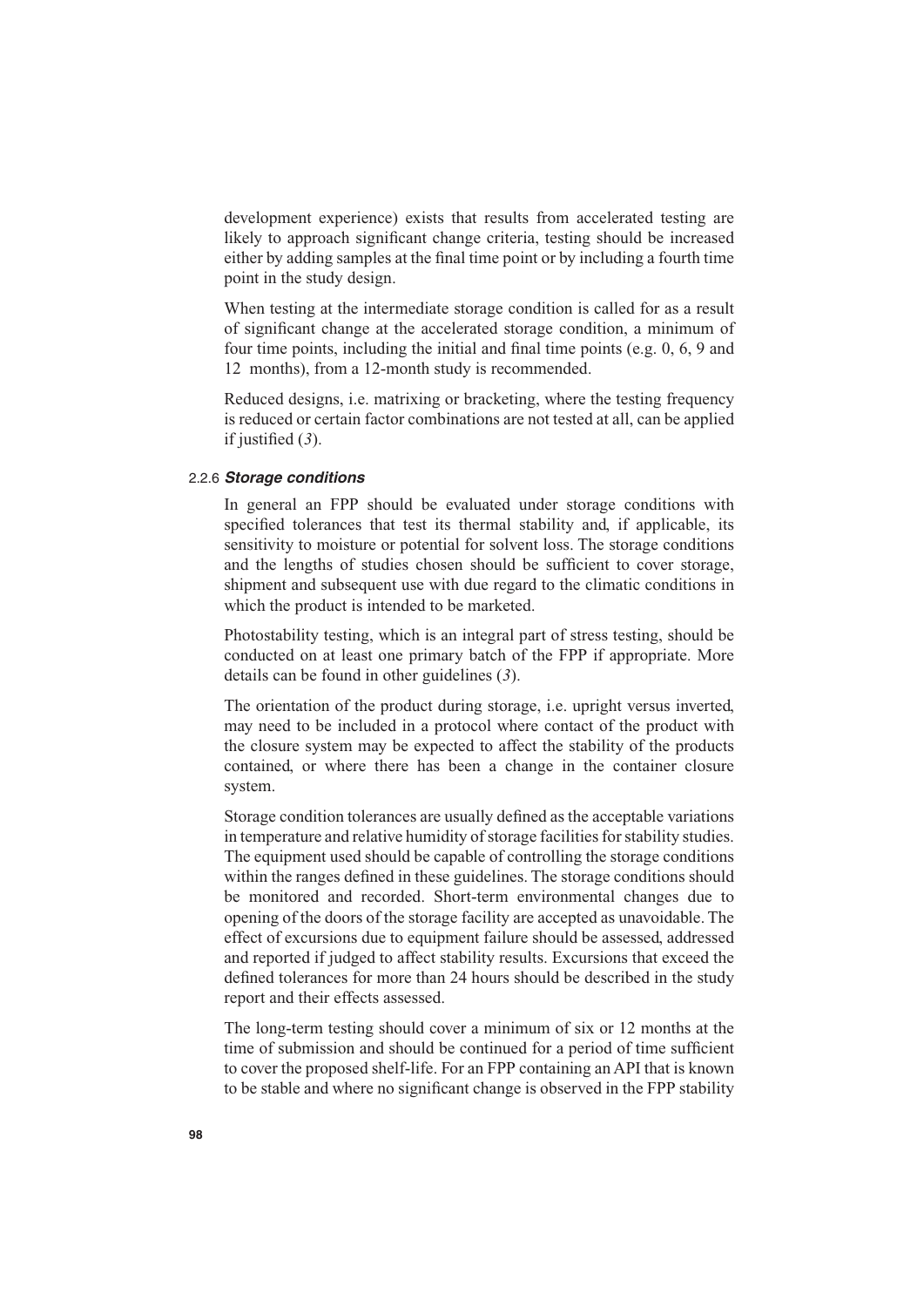development experience) exists that results from accelerated testing are likely to approach significant change criteria, testing should be increased either by adding samples at the final time point or by including a fourth time point in the study design.

When testing at the intermediate storage condition is called for as a result of significant change at the accelerated storage condition, a minimum of four time points, including the initial and final time points (e.g. 0, 6, 9 and 12 months), from a 12-month study is recommended.

Reduced designs, i.e. matrixing or bracketing, where the testing frequency is reduced or certain factor combinations are not tested at all, can be applied if justified (*3*).

### 2.2.6 *Storage conditions*

In general an FPP should be evaluated under storage conditions with specified tolerances that test its thermal stability and, if applicable, its sensitivity to moisture or potential for solvent loss. The storage conditions and the lengths of studies chosen should be sufficient to cover storage, shipment and subsequent use with due regard to the climatic conditions in which the product is intended to be marketed.

Photostability testing, which is an integral part of stress testing, should be conducted on at least one primary batch of the FPP if appropriate. More details can be found in other guidelines (*3*).

The orientation of the product during storage, i.e. upright versus inverted, may need to be included in a protocol where contact of the product with the closure system may be expected to affect the stability of the products contained, or where there has been a change in the container closure system.

Storage condition tolerances are usually defined as the acceptable variations in temperature and relative humidity of storage facilities for stability studies. The equipment used should be capable of controlling the storage conditions within the ranges defined in these guidelines. The storage conditions should be monitored and recorded. Short-term environmental changes due to opening of the doors of the storage facility are accepted as unavoidable. The effect of excursions due to equipment failure should be assessed, addressed and reported if judged to affect stability results. Excursions that exceed the defined tolerances for more than 24 hours should be described in the study report and their effects assessed.

The long-term testing should cover a minimum of six or 12 months at the time of submission and should be continued for a period of time sufficient to cover the proposed shelf-life. For an FPP containing an API that is known to be stable and where no significant change is observed in the FPP stability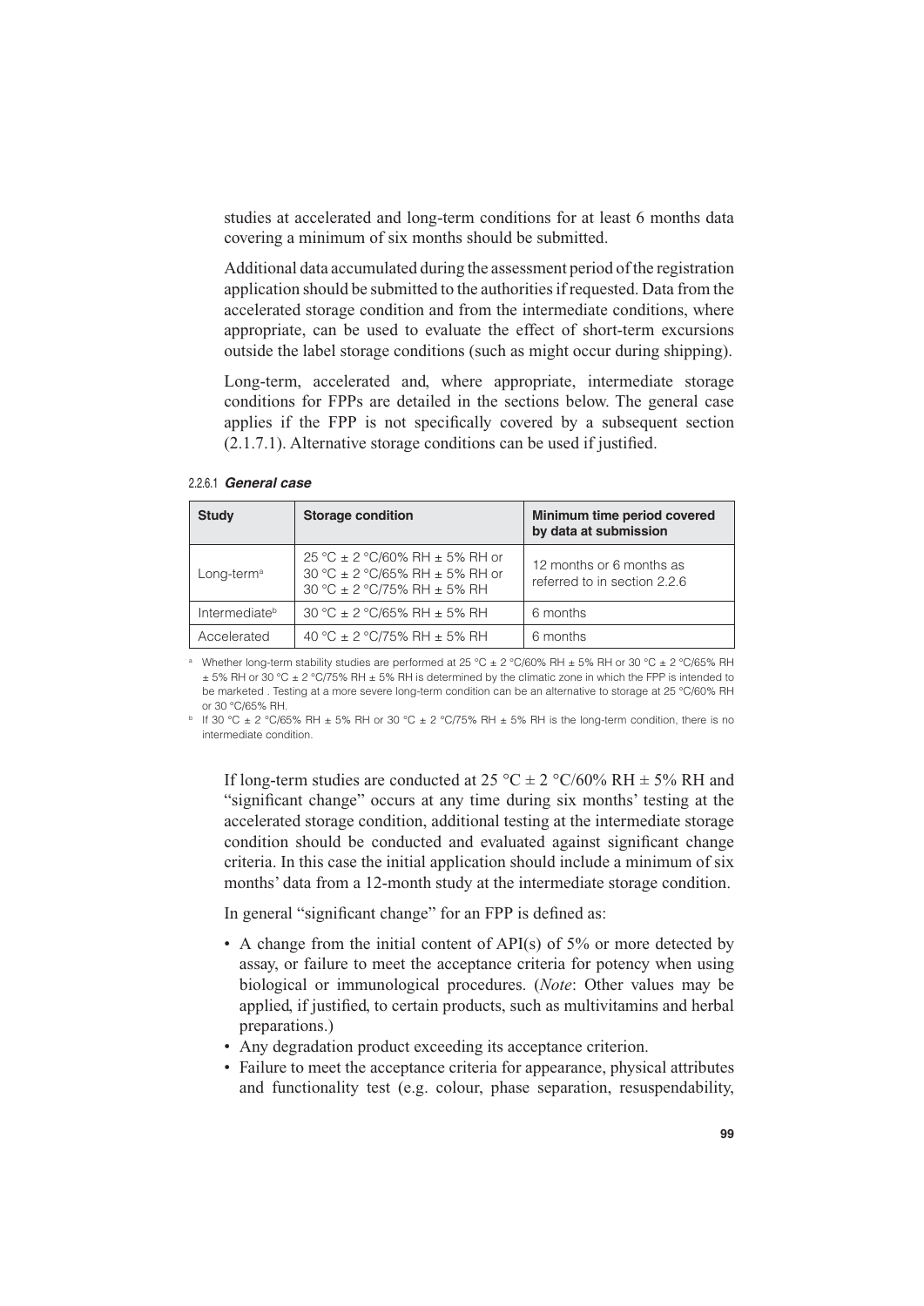studies at accelerated and long-term conditions for at least 6 months data covering a minimum of six months should be submitted.

Additional data accumulated during the assessment period of the registration application should be submitted to the authorities if requested. Data from the accelerated storage condition and from the intermediate conditions, where appropriate, can be used to evaluate the effect of short-term excursions outside the label storage conditions (such as might occur during shipping).

Long-term, accelerated and, where appropriate, intermediate storage conditions for FPPs are detailed in the sections below. The general case applies if the FPP is not specifically covered by a subsequent section (2.1.7.1). Alternative storage conditions can be used if justified.

#### 2.2.6.1 *General case*

| Study | Storage condition | Minimum time period covered by data at submission |
|---|---|---|
| Long-term[a] | 25 °C ± 2 °C/60% RH ± 5% RH or 30 °C ± 2 °C/65% RH ± 5% RH or 30 °C ± 2 °C/75% RH ± 5% RH | 12 months or 6 months as referred to in section 2.2.6 |
| Intermediate[b] | 30 °C ± 2 °C/65% RH ± 5% RH | 6 months |
| Accelerated | 40 °C ± 2 °C/75% RH ± 5% RH | 6 months |

[a] Whether long-term stability studies are performed at 25 °C ± 2 °C/60% RH ± 5% RH or 30 °C ± 2 °C/65% RH ± 5% RH or 30 °C ± 2 °C/75% RH ± 5% RH is determined by the climatic zone in which the FPP is intended to be marketed . Testing at a more severe long-term condition can be an alternative to storage at 25 °C/60% RH or 30 °C/65% RH.

[b] If 30 °C ± 2 °C/65% RH ± 5% RH or 30 °C ± 2 °C/75% RH ± 5% RH is the long-term condition, there is no intermediate condition.

If long-term studies are conducted at 25 °C ± 2 °C/60% RH ± 5% RH and "significant change" occurs at any time during six months' testing at the accelerated storage condition, additional testing at the intermediate storage condition should be conducted and evaluated against significant change criteria. In this case the initial application should include a minimum of six months' data from a 12-month study at the intermediate storage condition.

In general "significant change" for an FPP is defined as:

- A change from the initial content of API(s) of 5% or more detected by assay, or failure to meet the acceptance criteria for potency when using biological or immunological procedures. (*Note*: Other values may be applied, if justified, to certain products, such as multivitamins and herbal preparations.)
- Any degradation product exceeding its acceptance criterion.
- Failure to meet the acceptance criteria for appearance, physical attributes and functionality test (e.g. colour, phase separation, resuspendability,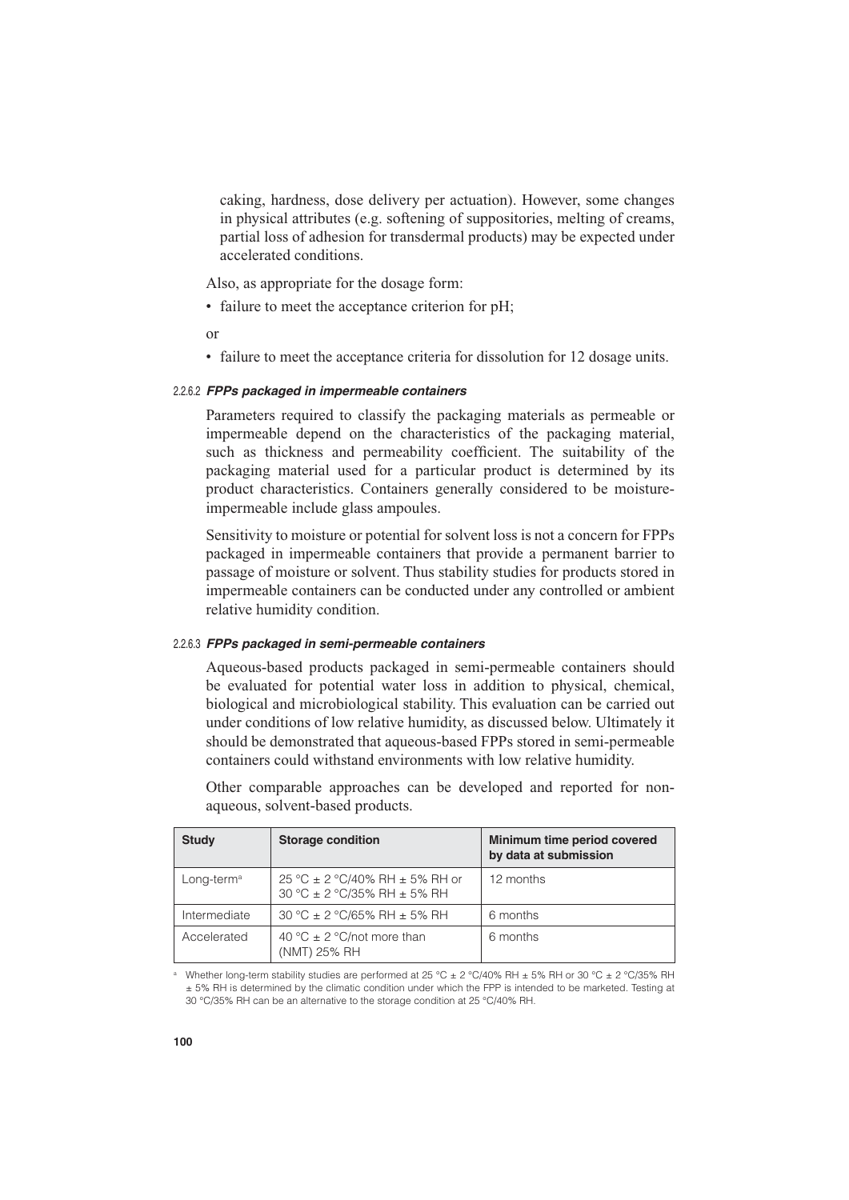caking, hardness, dose delivery per actuation). However, some changes in physical attributes (e.g. softening of suppositories, melting of creams, partial loss of adhesion for transdermal products) may be expected under accelerated conditions.

Also, as appropriate for the dosage form:

- failure to meet the acceptance criterion for pH;

or

- failure to meet the acceptance criteria for dissolution for 12 dosage units.

#### 2.2.6.2 *FPPs packaged in impermeable containers*

Parameters required to classify the packaging materials as permeable or impermeable depend on the characteristics of the packaging material, such as thickness and permeability coefficient. The suitability of the packaging material used for a particular product is determined by its product characteristics. Containers generally considered to be moisture-impermeable include glass ampoules.

Sensitivity to moisture or potential for solvent loss is not a concern for FPPs packaged in impermeable containers that provide a permanent barrier to passage of moisture or solvent. Thus stability studies for products stored in impermeable containers can be conducted under any controlled or ambient relative humidity condition.

#### 2.2.6.3 *FPPs packaged in semi-permeable containers*

Aqueous-based products packaged in semi-permeable containers should be evaluated for potential water loss in addition to physical, chemical, biological and microbiological stability. This evaluation can be carried out under conditions of low relative humidity, as discussed below. Ultimately it should be demonstrated that aqueous-based FPPs stored in semi-permeable containers could withstand environments with low relative humidity.

Other comparable approaches can be developed and reported for non-aqueous, solvent-based products.

| Study | Storage condition | Minimum time period covered by data at submission |
|---|---|---|
| Long-term[a] | 25 °C ± 2 °C/40% RH ± 5% RH or 30 °C ± 2 °C/35% RH ± 5% RH | 12 months |
| Intermediate | 30 °C ± 2 °C/65% RH ± 5% RH | 6 months |
| Accelerated | 40 °C ± 2 °C/not more than (NMT) 25% RH | 6 months |

[a] Whether long-term stability studies are performed at 25 °C ± 2 °C/40% RH ± 5% RH or 30 °C ± 2 °C/35% RH ± 5% RH is determined by the climatic condition under which the FPP is intended to be marketed. Testing at 30 °C/35% RH can be an alternative to the storage condition at 25 °C/40% RH.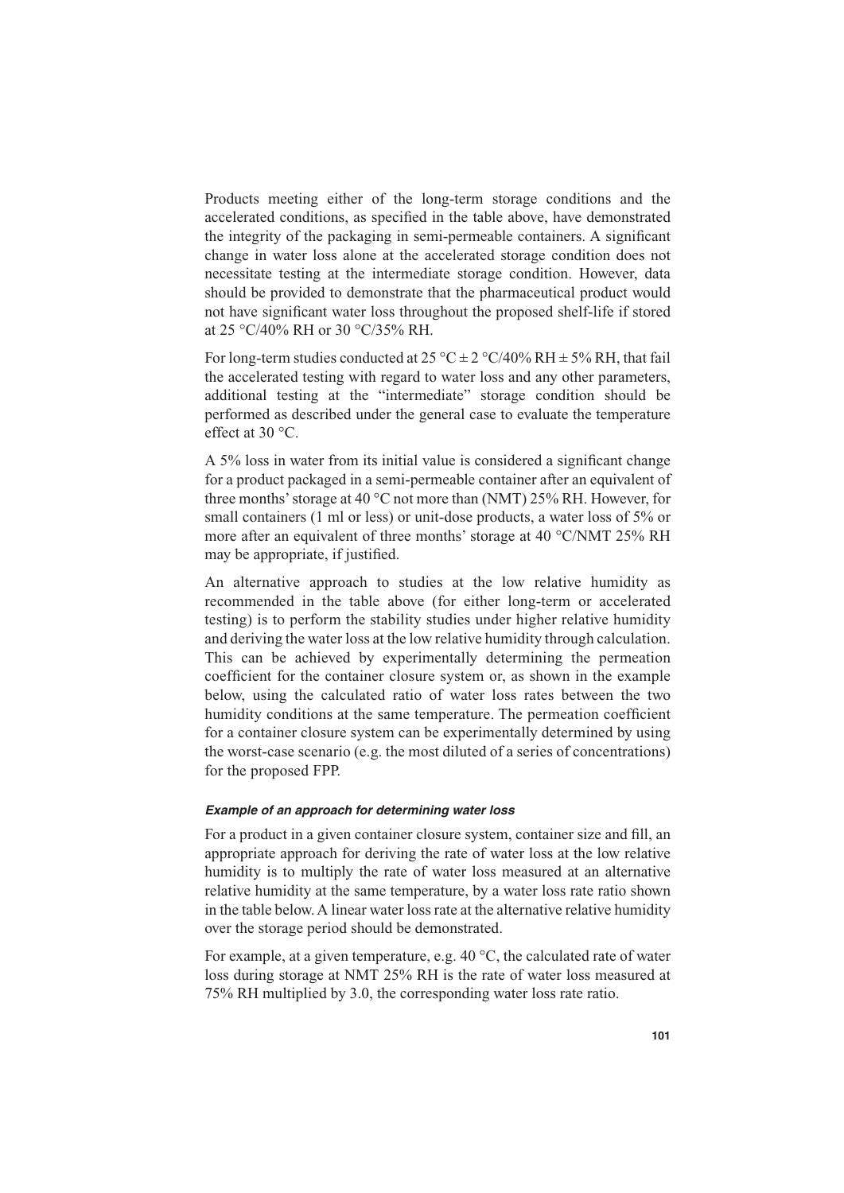Products meeting either of the long-term storage conditions and the accelerated conditions, as specified in the table above, have demonstrated the integrity of the packaging in semi-permeable containers. A significant change in water loss alone at the accelerated storage condition does not necessitate testing at the intermediate storage condition. However, data should be provided to demonstrate that the pharmaceutical product would not have significant water loss throughout the proposed shelf-life if stored at 25 °C/40% RH or 30 °C/35% RH.

For long-term studies conducted at 25 °C ± 2 °C/40% RH ± 5% RH, that fail the accelerated testing with regard to water loss and any other parameters, additional testing at the "intermediate" storage condition should be performed as described under the general case to evaluate the temperature effect at 30 °C.

A 5% loss in water from its initial value is considered a significant change for a product packaged in a semi-permeable container after an equivalent of three months' storage at 40 °C not more than (NMT) 25% RH. However, for small containers (1 ml or less) or unit-dose products, a water loss of 5% or more after an equivalent of three months' storage at 40 °C/NMT 25% RH may be appropriate, if justified.

An alternative approach to studies at the low relative humidity as recommended in the table above (for either long-term or accelerated testing) is to perform the stability studies under higher relative humidity and deriving the water loss at the low relative humidity through calculation. This can be achieved by experimentally determining the permeation coefficient for the container closure system or, as shown in the example below, using the calculated ratio of water loss rates between the two humidity conditions at the same temperature. The permeation coefficient for a container closure system can be experimentally determined by using the worst-case scenario (e.g. the most diluted of a series of concentrations) for the proposed FPP.

#### *Example of an approach for determining water loss*

For a product in a given container closure system, container size and fill, an appropriate approach for deriving the rate of water loss at the low relative humidity is to multiply the rate of water loss measured at an alternative relative humidity at the same temperature, by a water loss rate ratio shown in the table below. A linear water loss rate at the alternative relative humidity over the storage period should be demonstrated.

For example, at a given temperature, e.g. 40 °C, the calculated rate of water loss during storage at NMT 25% RH is the rate of water loss measured at 75% RH multiplied by 3.0, the corresponding water loss rate ratio.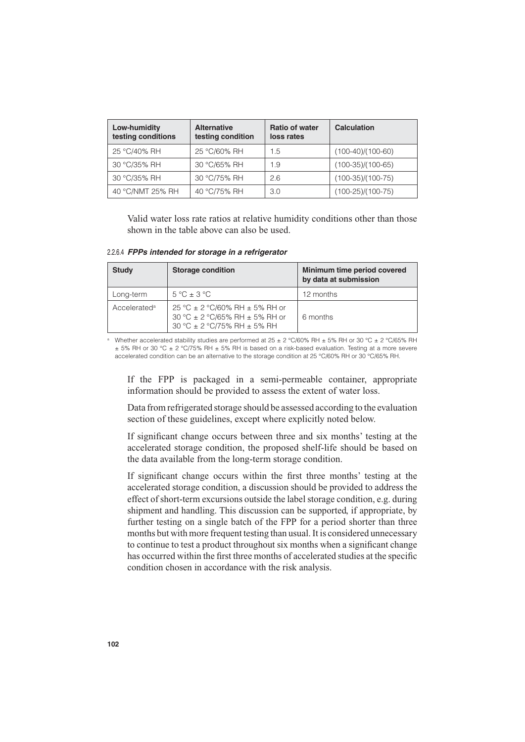| Low-humidity testing conditions | Alternative testing condition | Ratio of water loss rates | Calculation |
| --- | --- | --- | --- |
| 25 °C/40% RH | 25 °C/60% RH | 1.5 | (100-40)/(100-60) |
| 30 °C/35% RH | 30 °C/65% RH | 1.9 | (100-35)/(100-65) |
| 30 °C/35% RH | 30 °C/75% RH | 2.6 | (100-35)/(100-75) |
| 40 °C/NMT 25% RH | 40 °C/75% RH | 3.0 | (100-25)/(100-75) |

Valid water loss rate ratios at relative humidity conditions other than those shown in the table above can also be used.

#### 2.2.6.4 *FPPs intended for storage in a refrigerator*

| Study | Storage condition | Minimum time period covered by data at submission |
| --- | --- | --- |
| Long-term | 5 °C ± 3 °C | 12 months |
| Accelerated[a] | 25 °C ± 2 °C/60% RH ± 5% RH or 30 °C ± 2 °C/65% RH ± 5% RH or 30 °C ± 2 °C/75% RH ± 5% RH | 6 months |

[a] Whether accelerated stability studies are performed at 25 ± 2 °C/60% RH ± 5% RH or 30 °C ± 2 °C/65% RH ± 5% RH or 30 °C ± 2 °C/75% RH ± 5% RH is based on a risk-based evaluation. Testing at a more severe accelerated condition can be an alternative to the storage condition at 25 °C/60% RH or 30 °C/65% RH.

If the FPP is packaged in a semi-permeable container, appropriate information should be provided to assess the extent of water loss.

Data from refrigerated storage should be assessed according to the evaluation section of these guidelines, except where explicitly noted below.

If significant change occurs between three and six months' testing at the accelerated storage condition, the proposed shelf-life should be based on the data available from the long-term storage condition.

If significant change occurs within the first three months' testing at the accelerated storage condition, a discussion should be provided to address the effect of short-term excursions outside the label storage condition, e.g. during shipment and handling. This discussion can be supported, if appropriate, by further testing on a single batch of the FPP for a period shorter than three months but with more frequent testing than usual. It is considered unnecessary to continue to test a product throughout six months when a significant change has occurred within the first three months of accelerated studies at the specific condition chosen in accordance with the risk analysis.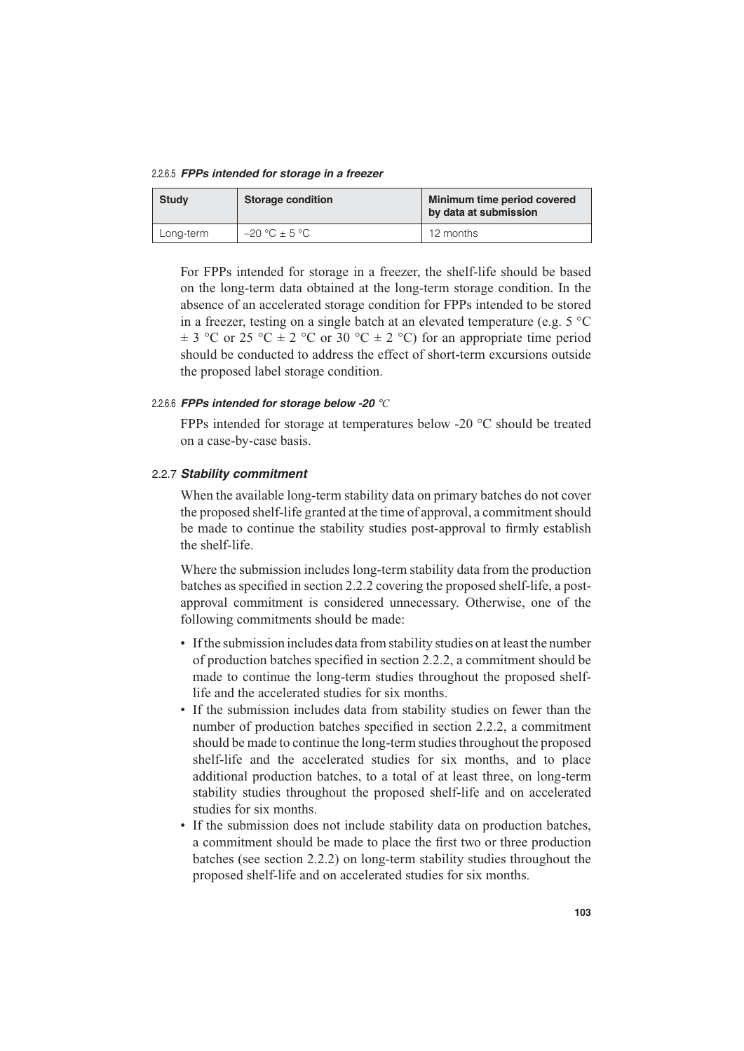#### 2.2.6.5 *FPPs intended for storage in a freezer*

| Study | Storage condition | Minimum time period covered by data at submission |
|---|---|---|
| Long-term | –20 °C ± 5 °C | 12 months |

For FPPs intended for storage in a freezer, the shelf-life should be based on the long-term data obtained at the long-term storage condition. In the absence of an accelerated storage condition for FPPs intended to be stored in a freezer, testing on a single batch at an elevated temperature (e.g. 5 °C ± 3 °C or 25 °C ± 2 °C or 30 °C ± 2 °C) for an appropriate time period should be conducted to address the effect of short-term excursions outside the proposed label storage condition.

#### 2.2.6.6 *FPPs intended for storage below -20 °C*

FPPs intended for storage at temperatures below -20 °C should be treated on a case-by-case basis.

### 2.2.7 *Stability commitment*

When the available long-term stability data on primary batches do not cover the proposed shelf-life granted at the time of approval, a commitment should be made to continue the stability studies post-approval to firmly establish the shelf-life.

Where the submission includes long-term stability data from the production batches as specified in section 2.2.2 covering the proposed shelf-life, a post-approval commitment is considered unnecessary. Otherwise, one of the following commitments should be made:

- If the submission includes data from stability studies on at least the number of production batches specified in section 2.2.2, a commitment should be made to continue the long-term studies throughout the proposed shelf-life and the accelerated studies for six months.
- If the submission includes data from stability studies on fewer than the number of production batches specified in section 2.2.2, a commitment should be made to continue the long-term studies throughout the proposed shelf-life and the accelerated studies for six months, and to place additional production batches, to a total of at least three, on long-term stability studies throughout the proposed shelf-life and on accelerated studies for six months.
- If the submission does not include stability data on production batches, a commitment should be made to place the first two or three production batches (see section 2.2.2) on long-term stability studies throughout the proposed shelf-life and on accelerated studies for six months.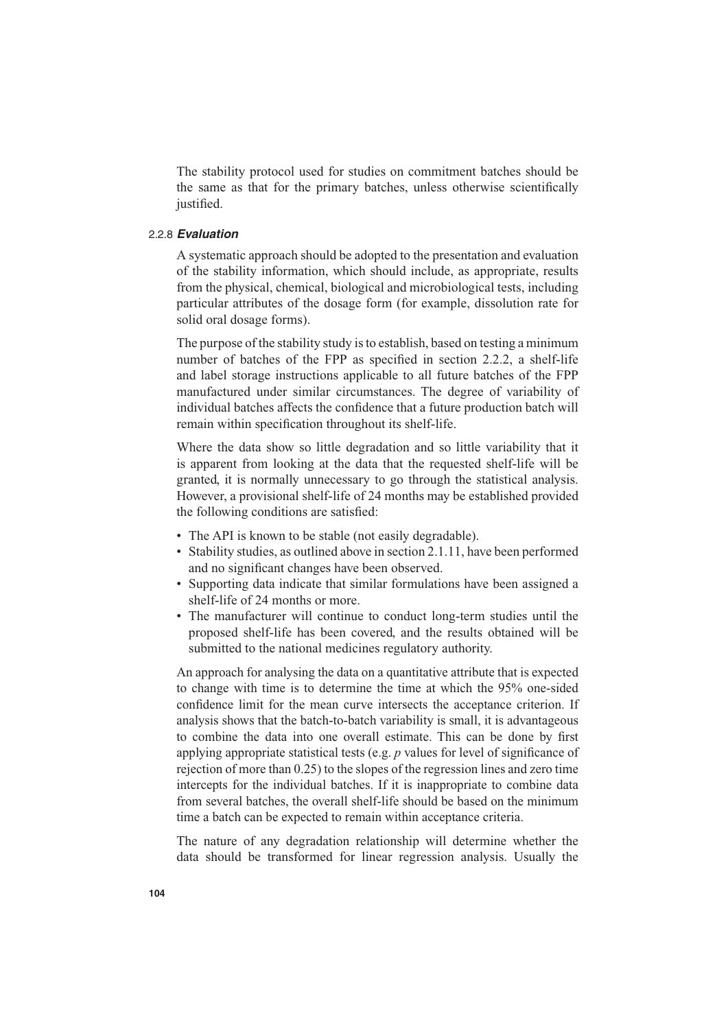The stability protocol used for studies on commitment batches should be the same as that for the primary batches, unless otherwise scientifically justified.

### 2.2.8 *Evaluation*

A systematic approach should be adopted to the presentation and evaluation of the stability information, which should include, as appropriate, results from the physical, chemical, biological and microbiological tests, including particular attributes of the dosage form (for example, dissolution rate for solid oral dosage forms).

The purpose of the stability study is to establish, based on testing a minimum number of batches of the FPP as specified in section 2.2.2, a shelf-life and label storage instructions applicable to all future batches of the FPP manufactured under similar circumstances. The degree of variability of individual batches affects the confidence that a future production batch will remain within specification throughout its shelf-life.

Where the data show so little degradation and so little variability that it is apparent from looking at the data that the requested shelf-life will be granted, it is normally unnecessary to go through the statistical analysis. However, a provisional shelf-life of 24 months may be established provided the following conditions are satisfied:

- The API is known to be stable (not easily degradable).
- Stability studies, as outlined above in section 2.1.11, have been performed and no significant changes have been observed.
- Supporting data indicate that similar formulations have been assigned a shelf-life of 24 months or more.
- The manufacturer will continue to conduct long-term studies until the proposed shelf-life has been covered, and the results obtained will be submitted to the national medicines regulatory authority.

An approach for analysing the data on a quantitative attribute that is expected to change with time is to determine the time at which the 95% one-sided confidence limit for the mean curve intersects the acceptance criterion. If analysis shows that the batch-to-batch variability is small, it is advantageous to combine the data into one overall estimate. This can be done by first applying appropriate statistical tests (e.g. $p$ values for level of significance of rejection of more than 0.25) to the slopes of the regression lines and zero time intercepts for the individual batches. If it is inappropriate to combine data from several batches, the overall shelf-life should be based on the minimum time a batch can be expected to remain within acceptance criteria.

The nature of any degradation relationship will determine whether the data should be transformed for linear regression analysis. Usually the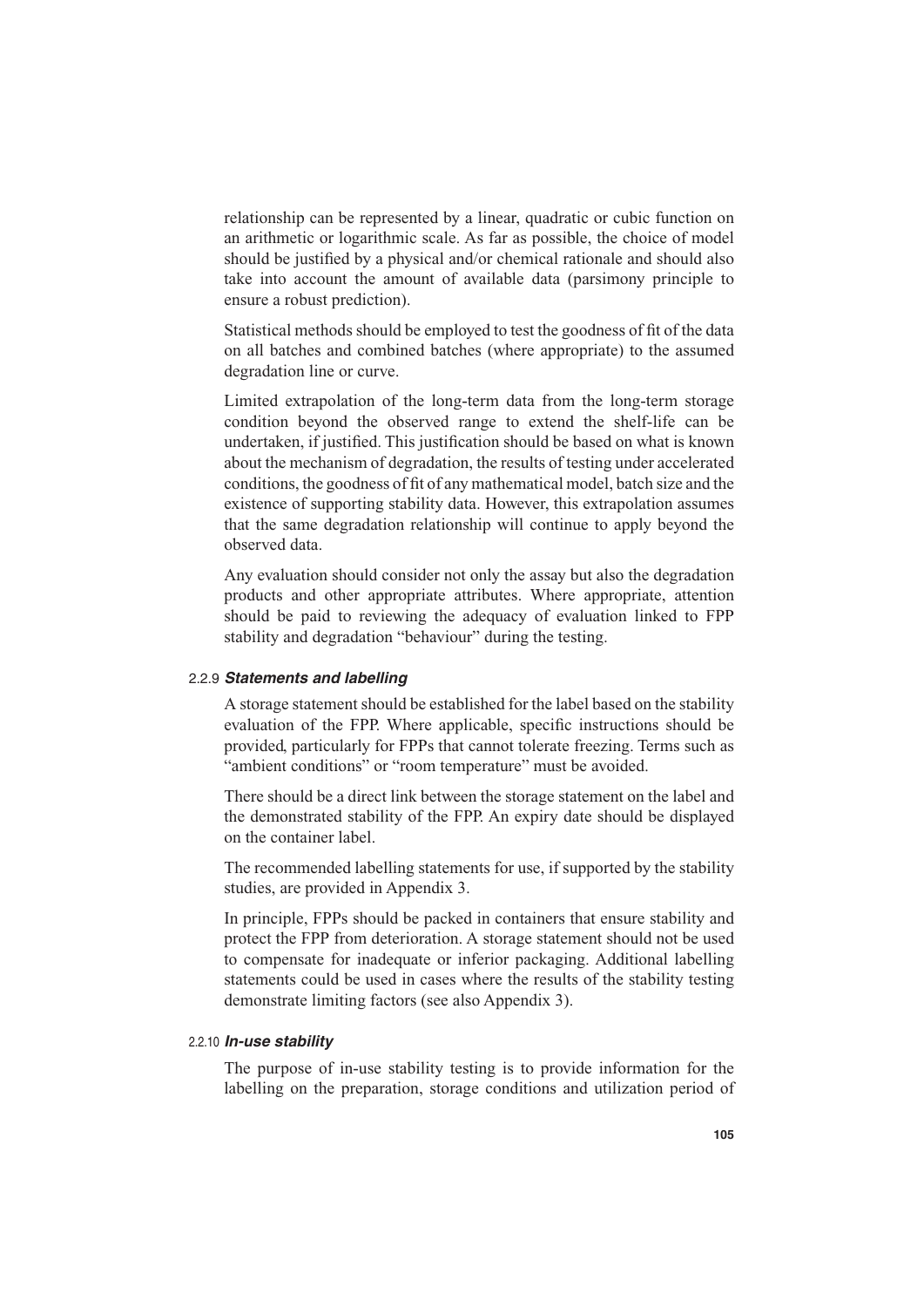relationship can be represented by a linear, quadratic or cubic function on an arithmetic or logarithmic scale. As far as possible, the choice of model should be justified by a physical and/or chemical rationale and should also take into account the amount of available data (parsimony principle to ensure a robust prediction).

Statistical methods should be employed to test the goodness of fit of the data on all batches and combined batches (where appropriate) to the assumed degradation line or curve.

Limited extrapolation of the long-term data from the long-term storage condition beyond the observed range to extend the shelf-life can be undertaken, if justified. This justification should be based on what is known about the mechanism of degradation, the results of testing under accelerated conditions, the goodness of fit of any mathematical model, batch size and the existence of supporting stability data. However, this extrapolation assumes that the same degradation relationship will continue to apply beyond the observed data.

Any evaluation should consider not only the assay but also the degradation products and other appropriate attributes. Where appropriate, attention should be paid to reviewing the adequacy of evaluation linked to FPP stability and degradation "behaviour" during the testing.

### 2.2.9 *Statements and labelling*

A storage statement should be established for the label based on the stability evaluation of the FPP. Where applicable, specific instructions should be provided, particularly for FPPs that cannot tolerate freezing. Terms such as "ambient conditions" or "room temperature" must be avoided.

There should be a direct link between the storage statement on the label and the demonstrated stability of the FPP. An expiry date should be displayed on the container label.

The recommended labelling statements for use, if supported by the stability studies, are provided in Appendix 3.

In principle, FPPs should be packed in containers that ensure stability and protect the FPP from deterioration. A storage statement should not be used to compensate for inadequate or inferior packaging. Additional labelling statements could be used in cases where the results of the stability testing demonstrate limiting factors (see also Appendix 3).

### 2.2.10 *In-use stability*

The purpose of in-use stability testing is to provide information for the labelling on the preparation, storage conditions and utilization period of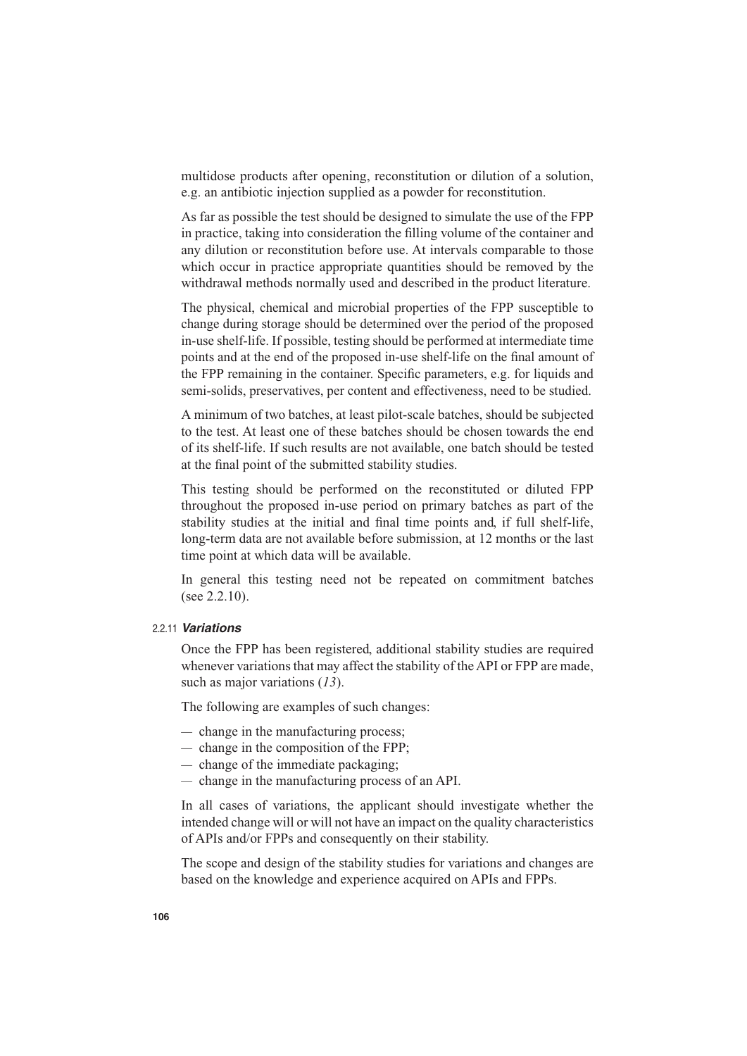multidose products after opening, reconstitution or dilution of a solution, e.g. an antibiotic injection supplied as a powder for reconstitution.

As far as possible the test should be designed to simulate the use of the FPP in practice, taking into consideration the filling volume of the container and any dilution or reconstitution before use. At intervals comparable to those which occur in practice appropriate quantities should be removed by the withdrawal methods normally used and described in the product literature.

The physical, chemical and microbial properties of the FPP susceptible to change during storage should be determined over the period of the proposed in-use shelf-life. If possible, testing should be performed at intermediate time points and at the end of the proposed in-use shelf-life on the final amount of the FPP remaining in the container. Specific parameters, e.g. for liquids and semi-solids, preservatives, per content and effectiveness, need to be studied.

A minimum of two batches, at least pilot-scale batches, should be subjected to the test. At least one of these batches should be chosen towards the end of its shelf-life. If such results are not available, one batch should be tested at the final point of the submitted stability studies.

This testing should be performed on the reconstituted or diluted FPP throughout the proposed in-use period on primary batches as part of the stability studies at the initial and final time points and, if full shelf-life, long-term data are not available before submission, at 12 months or the last time point at which data will be available.

In general this testing need not be repeated on commitment batches (see 2.2.10).

### 2.2.11 *Variations*

Once the FPP has been registered, additional stability studies are required whenever variations that may affect the stability of the API or FPP are made, such as major variations (*13*).

The following are examples of such changes:

- change in the manufacturing process;
- change in the composition of the FPP;
- change of the immediate packaging;
- change in the manufacturing process of an API.

In all cases of variations, the applicant should investigate whether the intended change will or will not have an impact on the quality characteristics of APIs and/or FPPs and consequently on their stability.

The scope and design of the stability studies for variations and changes are based on the knowledge and experience acquired on APIs and FPPs.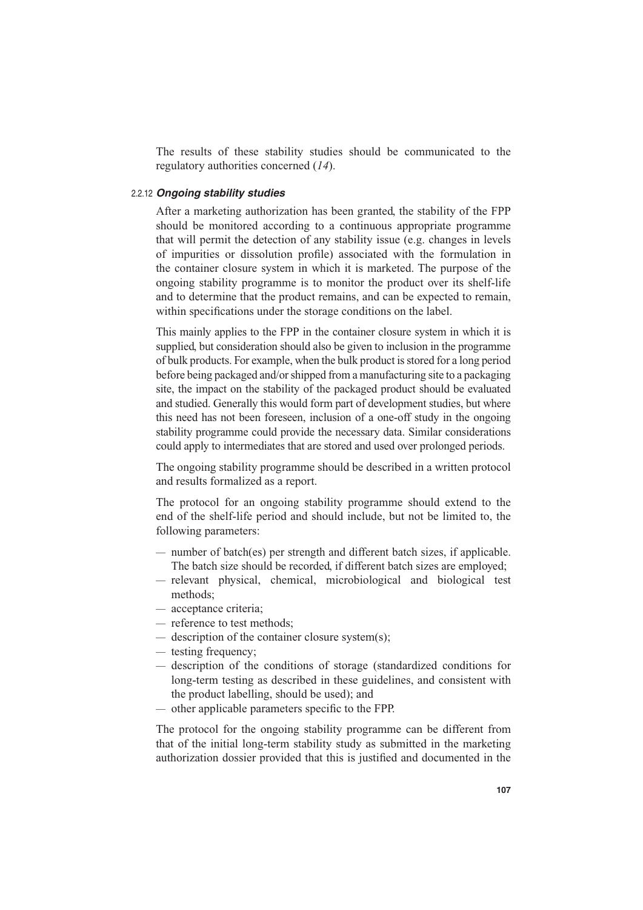The results of these stability studies should be communicated to the regulatory authorities concerned (*14*).

### 2.2.12 *Ongoing stability studies*

After a marketing authorization has been granted, the stability of the FPP should be monitored according to a continuous appropriate programme that will permit the detection of any stability issue (e.g. changes in levels of impurities or dissolution profile) associated with the formulation in the container closure system in which it is marketed. The purpose of the ongoing stability programme is to monitor the product over its shelf-life and to determine that the product remains, and can be expected to remain, within specifications under the storage conditions on the label.

This mainly applies to the FPP in the container closure system in which it is supplied, but consideration should also be given to inclusion in the programme of bulk products. For example, when the bulk product is stored for a long period before being packaged and/or shipped from a manufacturing site to a packaging site, the impact on the stability of the packaged product should be evaluated and studied. Generally this would form part of development studies, but where this need has not been foreseen, inclusion of a one-off study in the ongoing stability programme could provide the necessary data. Similar considerations could apply to intermediates that are stored and used over prolonged periods.

The ongoing stability programme should be described in a written protocol and results formalized as a report.

The protocol for an ongoing stability programme should extend to the end of the shelf-life period and should include, but not be limited to, the following parameters:

- number of batch(es) per strength and different batch sizes, if applicable. The batch size should be recorded, if different batch sizes are employed;
- relevant physical, chemical, microbiological and biological test methods;
- acceptance criteria;
- reference to test methods;
- description of the container closure system(s);
- testing frequency;
- description of the conditions of storage (standardized conditions for long-term testing as described in these guidelines, and consistent with the product labelling, should be used); and
- other applicable parameters specific to the FPP.

The protocol for the ongoing stability programme can be different from that of the initial long-term stability study as submitted in the marketing authorization dossier provided that this is justified and documented in the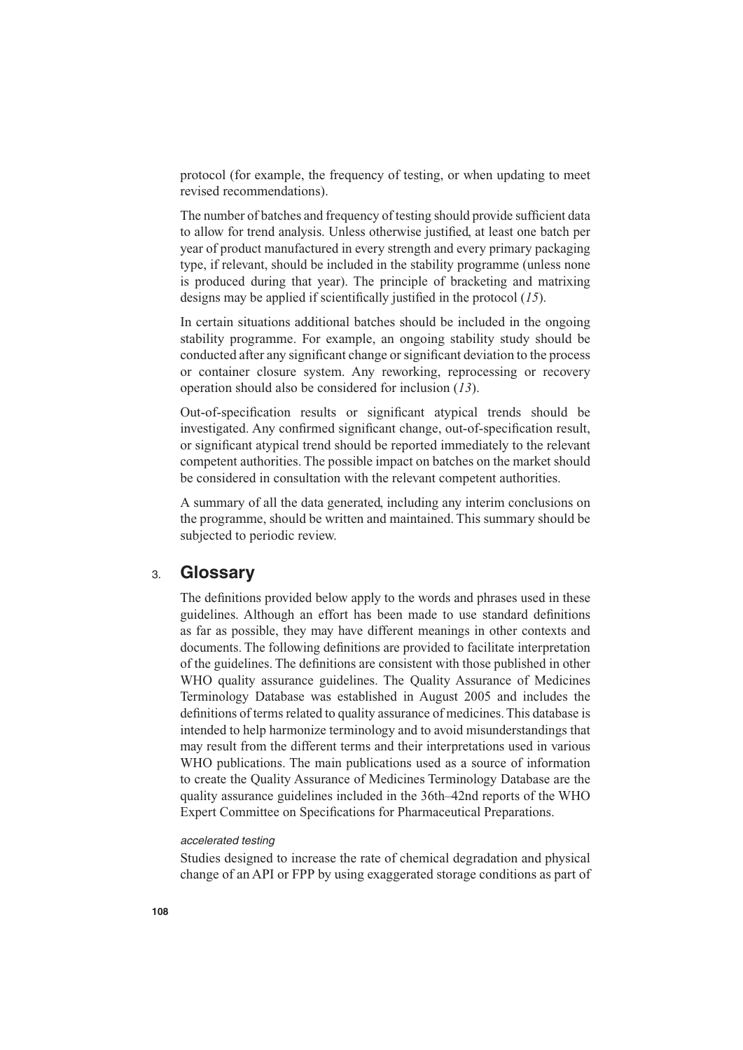protocol (for example, the frequency of testing, or when updating to meet revised recommendations).

The number of batches and frequency of testing should provide sufficient data to allow for trend analysis. Unless otherwise justified, at least one batch per year of product manufactured in every strength and every primary packaging type, if relevant, should be included in the stability programme (unless none is produced during that year). The principle of bracketing and matrixing designs may be applied if scientifically justified in the protocol (*15*).

In certain situations additional batches should be included in the ongoing stability programme. For example, an ongoing stability study should be conducted after any significant change or significant deviation to the process or container closure system. Any reworking, reprocessing or recovery operation should also be considered for inclusion (*13*).

Out-of-specification results or significant atypical trends should be investigated. Any confirmed significant change, out-of-specification result, or significant atypical trend should be reported immediately to the relevant competent authorities. The possible impact on batches on the market should be considered in consultation with the relevant competent authorities.

A summary of all the data generated, including any interim conclusions on the programme, should be written and maintained. This summary should be subjected to periodic review.

## 3. Glossary

The definitions provided below apply to the words and phrases used in these guidelines. Although an effort has been made to use standard definitions as far as possible, they may have different meanings in other contexts and documents. The following definitions are provided to facilitate interpretation of the guidelines. The definitions are consistent with those published in other WHO quality assurance guidelines. The Quality Assurance of Medicines Terminology Database was established in August 2005 and includes the definitions of terms related to quality assurance of medicines. This database is intended to help harmonize terminology and to avoid misunderstandings that may result from the different terms and their interpretations used in various WHO publications. The main publications used as a source of information to create the Quality Assurance of Medicines Terminology Database are the quality assurance guidelines included in the 36th–42nd reports of the WHO Expert Committee on Specifications for Pharmaceutical Preparations.

*accelerated testing*

Studies designed to increase the rate of chemical degradation and physical change of an API or FPP by using exaggerated storage conditions as part of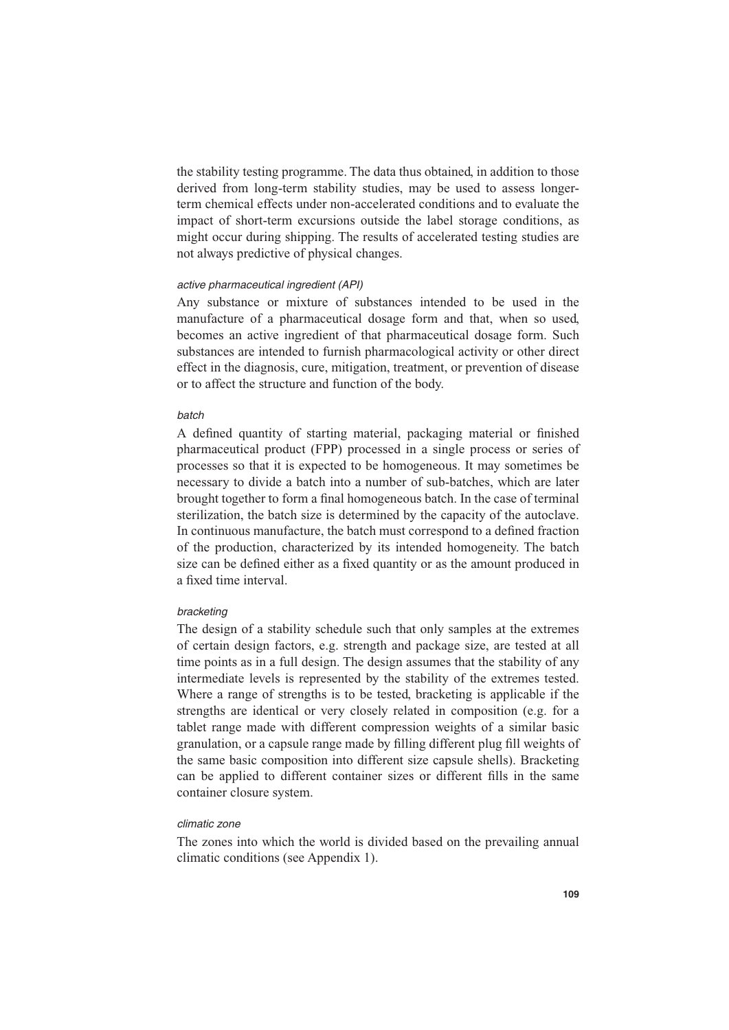the stability testing programme. The data thus obtained, in addition to those derived from long-term stability studies, may be used to assess longer-term chemical effects under non-accelerated conditions and to evaluate the impact of short-term excursions outside the label storage conditions, as might occur during shipping. The results of accelerated testing studies are not always predictive of physical changes.

*active pharmaceutical ingredient (API)*

Any substance or mixture of substances intended to be used in the manufacture of a pharmaceutical dosage form and that, when so used, becomes an active ingredient of that pharmaceutical dosage form. Such substances are intended to furnish pharmacological activity or other direct effect in the diagnosis, cure, mitigation, treatment, or prevention of disease or to affect the structure and function of the body.

*batch*

A defined quantity of starting material, packaging material or finished pharmaceutical product (FPP) processed in a single process or series of processes so that it is expected to be homogeneous. It may sometimes be necessary to divide a batch into a number of sub-batches, which are later brought together to form a final homogeneous batch. In the case of terminal sterilization, the batch size is determined by the capacity of the autoclave. In continuous manufacture, the batch must correspond to a defined fraction of the production, characterized by its intended homogeneity. The batch size can be defined either as a fixed quantity or as the amount produced in a fixed time interval.

*bracketing*

The design of a stability schedule such that only samples at the extremes of certain design factors, e.g. strength and package size, are tested at all time points as in a full design. The design assumes that the stability of any intermediate levels is represented by the stability of the extremes tested. Where a range of strengths is to be tested, bracketing is applicable if the strengths are identical or very closely related in composition (e.g. for a tablet range made with different compression weights of a similar basic granulation, or a capsule range made by filling different plug fill weights of the same basic composition into different size capsule shells). Bracketing can be applied to different container sizes or different fills in the same container closure system.

*climatic zone*

The zones into which the world is divided based on the prevailing annual climatic conditions (see Appendix 1).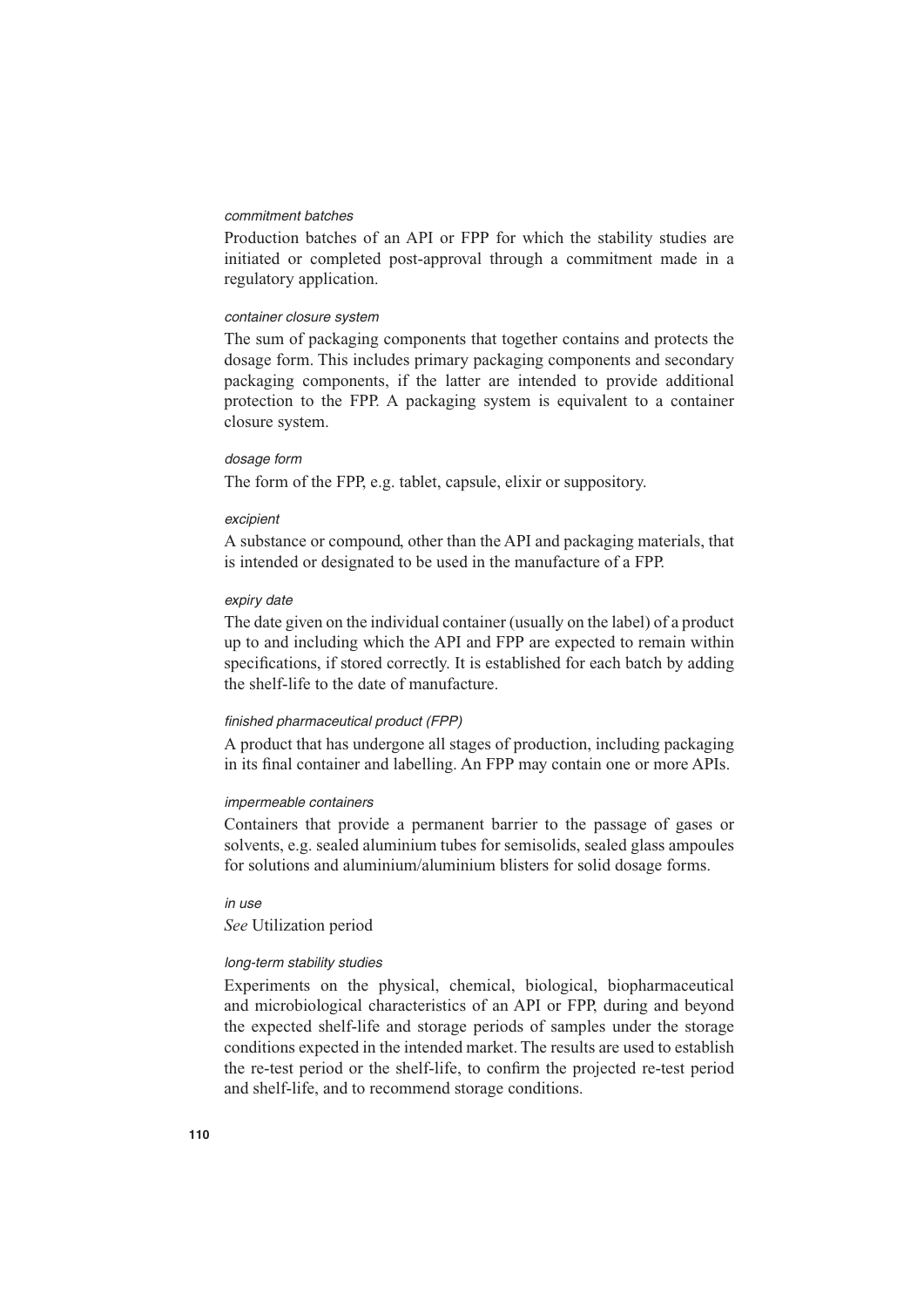*commitment batches*

Production batches of an API or FPP for which the stability studies are initiated or completed post-approval through a commitment made in a regulatory application.

*container closure system*

The sum of packaging components that together contains and protects the dosage form. This includes primary packaging components and secondary packaging components, if the latter are intended to provide additional protection to the FPP. A packaging system is equivalent to a container closure system.

*dosage form*

The form of the FPP, e.g. tablet, capsule, elixir or suppository.

*excipient*

A substance or compound, other than the API and packaging materials, that is intended or designated to be used in the manufacture of a FPP.

*expiry date*

The date given on the individual container (usually on the label) of a product up to and including which the API and FPP are expected to remain within specifications, if stored correctly. It is established for each batch by adding the shelf-life to the date of manufacture.

*finished pharmaceutical product (FPP)*

A product that has undergone all stages of production, including packaging in its final container and labelling. An FPP may contain one or more APIs.

*impermeable containers*

Containers that provide a permanent barrier to the passage of gases or solvents, e.g. sealed aluminium tubes for semisolids, sealed glass ampoules for solutions and aluminium/aluminium blisters for solid dosage forms.

*in use*

*See* Utilization period

*long-term stability studies*

Experiments on the physical, chemical, biological, biopharmaceutical and microbiological characteristics of an API or FPP, during and beyond the expected shelf-life and storage periods of samples under the storage conditions expected in the intended market. The results are used to establish the re-test period or the shelf-life, to confirm the projected re-test period and shelf-life, and to recommend storage conditions.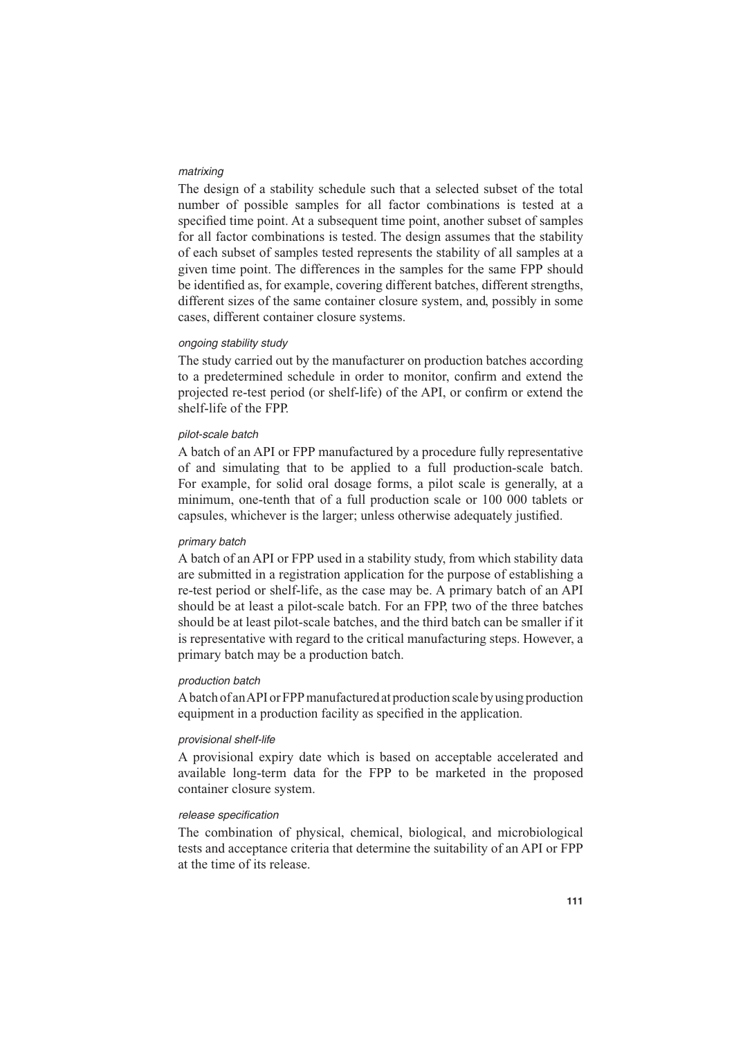*matrixing*

The design of a stability schedule such that a selected subset of the total number of possible samples for all factor combinations is tested at a specified time point. At a subsequent time point, another subset of samples for all factor combinations is tested. The design assumes that the stability of each subset of samples tested represents the stability of all samples at a given time point. The differences in the samples for the same FPP should be identified as, for example, covering different batches, different strengths, different sizes of the same container closure system, and, possibly in some cases, different container closure systems.

*ongoing stability study*

The study carried out by the manufacturer on production batches according to a predetermined schedule in order to monitor, confirm and extend the projected re-test period (or shelf-life) of the API, or confirm or extend the shelf-life of the FPP.

*pilot-scale batch*

A batch of an API or FPP manufactured by a procedure fully representative of and simulating that to be applied to a full production-scale batch. For example, for solid oral dosage forms, a pilot scale is generally, at a minimum, one-tenth that of a full production scale or 100 000 tablets or capsules, whichever is the larger; unless otherwise adequately justified.

*primary batch*

A batch of an API or FPP used in a stability study, from which stability data are submitted in a registration application for the purpose of establishing a re-test period or shelf-life, as the case may be. A primary batch of an API should be at least a pilot-scale batch. For an FPP, two of the three batches should be at least pilot-scale batches, and the third batch can be smaller if it is representative with regard to the critical manufacturing steps. However, a primary batch may be a production batch.

*production batch*

A batch of an API or FPP manufactured at production scale by using production equipment in a production facility as specified in the application.

*provisional shelf-life*

A provisional expiry date which is based on acceptable accelerated and available long-term data for the FPP to be marketed in the proposed container closure system.

*release specification*

The combination of physical, chemical, biological, and microbiological tests and acceptance criteria that determine the suitability of an API or FPP at the time of its release.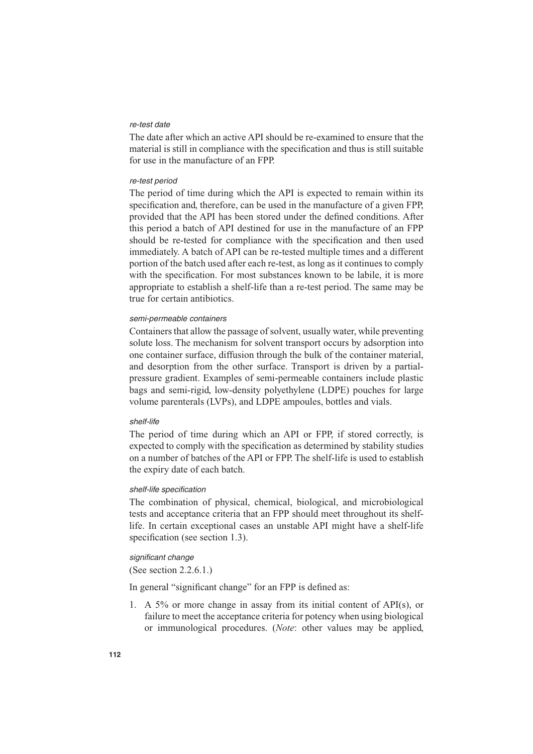*re-test date*

The date after which an active API should be re-examined to ensure that the material is still in compliance with the specification and thus is still suitable for use in the manufacture of an FPP.

*re-test period*

The period of time during which the API is expected to remain within its specification and, therefore, can be used in the manufacture of a given FPP, provided that the API has been stored under the defined conditions. After this period a batch of API destined for use in the manufacture of an FPP should be re-tested for compliance with the specification and then used immediately. A batch of API can be re-tested multiple times and a different portion of the batch used after each re-test, as long as it continues to comply with the specification. For most substances known to be labile, it is more appropriate to establish a shelf-life than a re-test period. The same may be true for certain antibiotics.

*semi-permeable containers*

Containers that allow the passage of solvent, usually water, while preventing solute loss. The mechanism for solvent transport occurs by adsorption into one container surface, diffusion through the bulk of the container material, and desorption from the other surface. Transport is driven by a partial-pressure gradient. Examples of semi-permeable containers include plastic bags and semi-rigid, low-density polyethylene (LDPE) pouches for large volume parenterals (LVPs), and LDPE ampoules, bottles and vials.

*shelf-life*

The period of time during which an API or FPP, if stored correctly, is expected to comply with the specification as determined by stability studies on a number of batches of the API or FPP. The shelf-life is used to establish the expiry date of each batch.

*shelf-life specification*

The combination of physical, chemical, biological, and microbiological tests and acceptance criteria that an FPP should meet throughout its shelf-life. In certain exceptional cases an unstable API might have a shelf-life specification (see section 1.3).

*significant change*

(See section 2.2.6.1.)

In general "significant change" for an FPP is defined as:

1. A 5% or more change in assay from its initial content of API(s), or failure to meet the acceptance criteria for potency when using biological or immunological procedures. (*Note*: other values may be applied,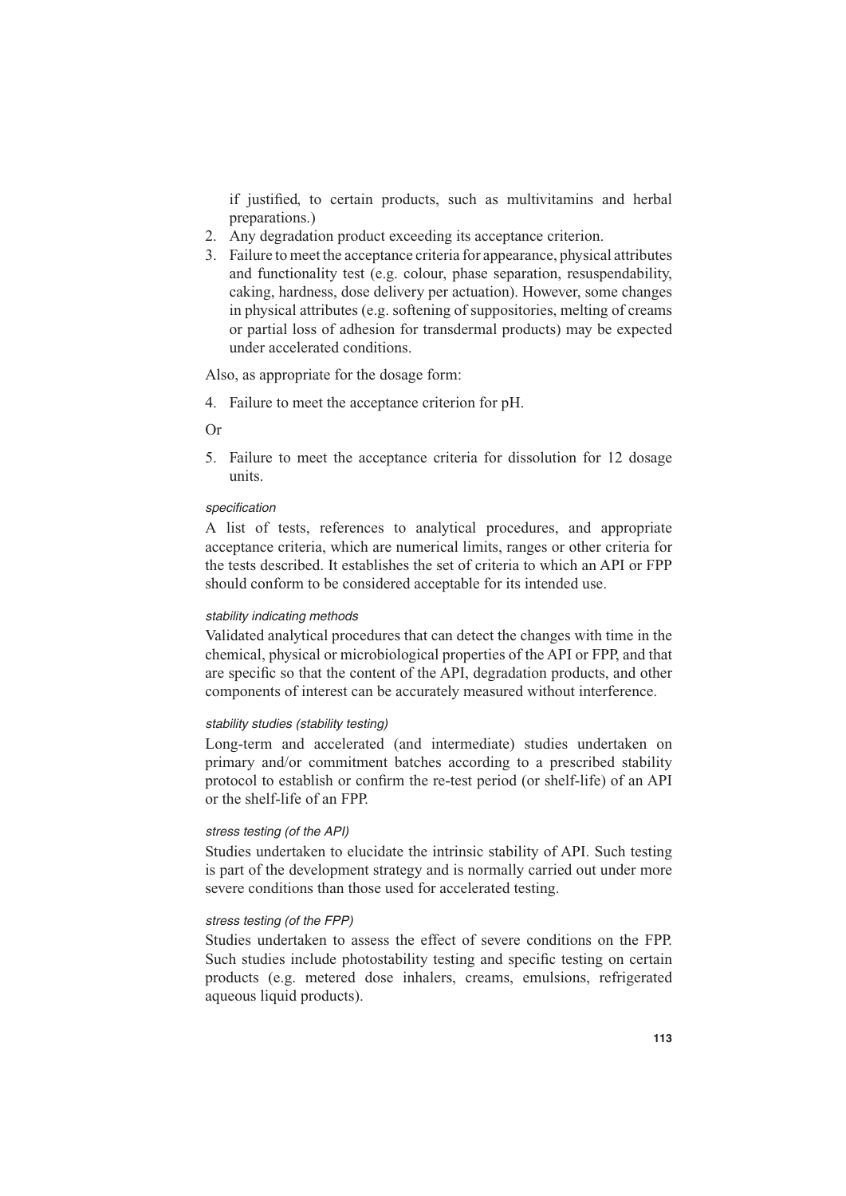if justified, to certain products, such as multivitamins and herbal preparations.)

2. Any degradation product exceeding its acceptance criterion.
3. Failure to meet the acceptance criteria for appearance, physical attributes and functionality test (e.g. colour, phase separation, resuspendability, caking, hardness, dose delivery per actuation). However, some changes in physical attributes (e.g. softening of suppositories, melting of creams or partial loss of adhesion for transdermal products) may be expected under accelerated conditions.

Also, as appropriate for the dosage form:

4. Failure to meet the acceptance criterion for pH.

Or

5. Failure to meet the acceptance criteria for dissolution for 12 dosage units.

*specification*

A list of tests, references to analytical procedures, and appropriate acceptance criteria, which are numerical limits, ranges or other criteria for the tests described. It establishes the set of criteria to which an API or FPP should conform to be considered acceptable for its intended use.

*stability indicating methods*

Validated analytical procedures that can detect the changes with time in the chemical, physical or microbiological properties of the API or FPP, and that are specific so that the content of the API, degradation products, and other components of interest can be accurately measured without interference.

*stability studies (stability testing)*

Long-term and accelerated (and intermediate) studies undertaken on primary and/or commitment batches according to a prescribed stability protocol to establish or confirm the re-test period (or shelf-life) of an API or the shelf-life of an FPP.

*stress testing (of the API)*

Studies undertaken to elucidate the intrinsic stability of API. Such testing is part of the development strategy and is normally carried out under more severe conditions than those used for accelerated testing.

*stress testing (of the FPP)*

Studies undertaken to assess the effect of severe conditions on the FPP. Such studies include photostability testing and specific testing on certain products (e.g. metered dose inhalers, creams, emulsions, refrigerated aqueous liquid products).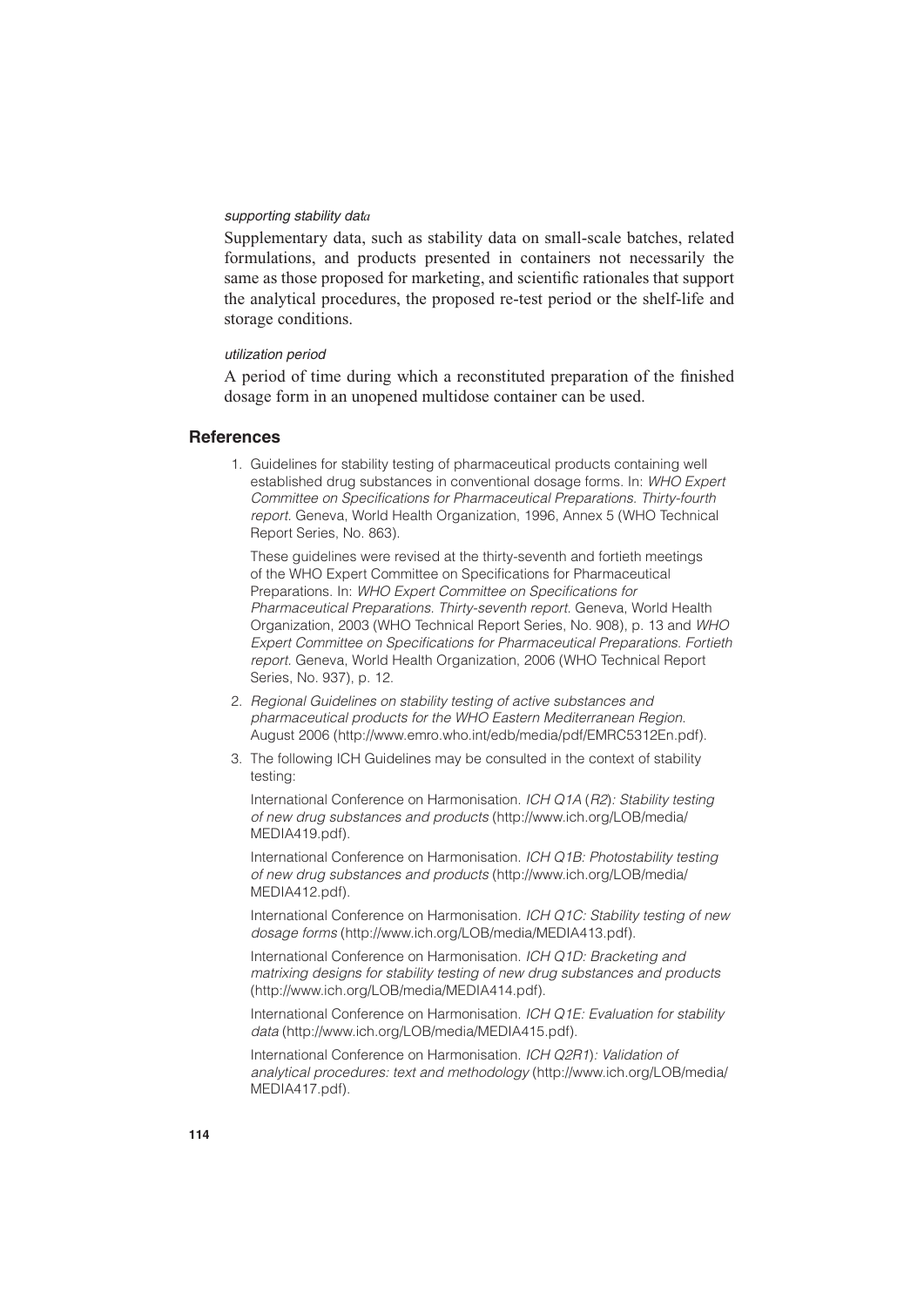*supporting stability data*

Supplementary data, such as stability data on small-scale batches, related formulations, and products presented in containers not necessarily the same as those proposed for marketing, and scientific rationales that support the analytical procedures, the proposed re-test period or the shelf-life and storage conditions.

*utilization period*

A period of time during which a reconstituted preparation of the finished dosage form in an unopened multidose container can be used.

## References

1. Guidelines for stability testing of pharmaceutical products containing well established drug substances in conventional dosage forms. In: *WHO Expert Committee on Specifications for Pharmaceutical Preparations. Thirty-fourth report*. Geneva, World Health Organization, 1996, Annex 5 (WHO Technical Report Series, No. 863).

   These guidelines were revised at the thirty-seventh and fortieth meetings of the WHO Expert Committee on Specifications for Pharmaceutical Preparations. In: *WHO Expert Committee on Specifications for Pharmaceutical Preparations. Thirty-seventh report*. Geneva, World Health Organization, 2003 (WHO Technical Report Series, No. 908), p. 13 and *WHO Expert Committee on Specifications for Pharmaceutical Preparations. Fortieth report*. Geneva, World Health Organization, 2006 (WHO Technical Report Series, No. 937), p. 12.

2. *Regional Guidelines on stability testing of active substances and pharmaceutical products for the WHO Eastern Mediterranean Region.* August 2006 (http://www.emro.who.int/edb/media/pdf/EMRC5312En.pdf).

3. The following ICH Guidelines may be consulted in the context of stability testing:

   International Conference on Harmonisation. *ICH Q1A* (*R2*)*: Stability testing of new drug substances and products* (http://www.ich.org/LOB/media/MEDIA419.pdf).

   International Conference on Harmonisation. *ICH Q1B: Photostability testing of new drug substances and products* (http://www.ich.org/LOB/media/MEDIA412.pdf).

   International Conference on Harmonisation. *ICH Q1C: Stability testing of new dosage forms* (http://www.ich.org/LOB/media/MEDIA413.pdf).

   International Conference on Harmonisation. *ICH Q1D: Bracketing and matrixing designs for stability testing of new drug substances and products* (http://www.ich.org/LOB/media/MEDIA414.pdf).

   International Conference on Harmonisation. *ICH Q1E: Evaluation for stability data* (http://www.ich.org/LOB/media/MEDIA415.pdf).

   International Conference on Harmonisation. *ICH Q2R1*)*: Validation of analytical procedures: text and methodology* (http://www.ich.org/LOB/media/MEDIA417.pdf).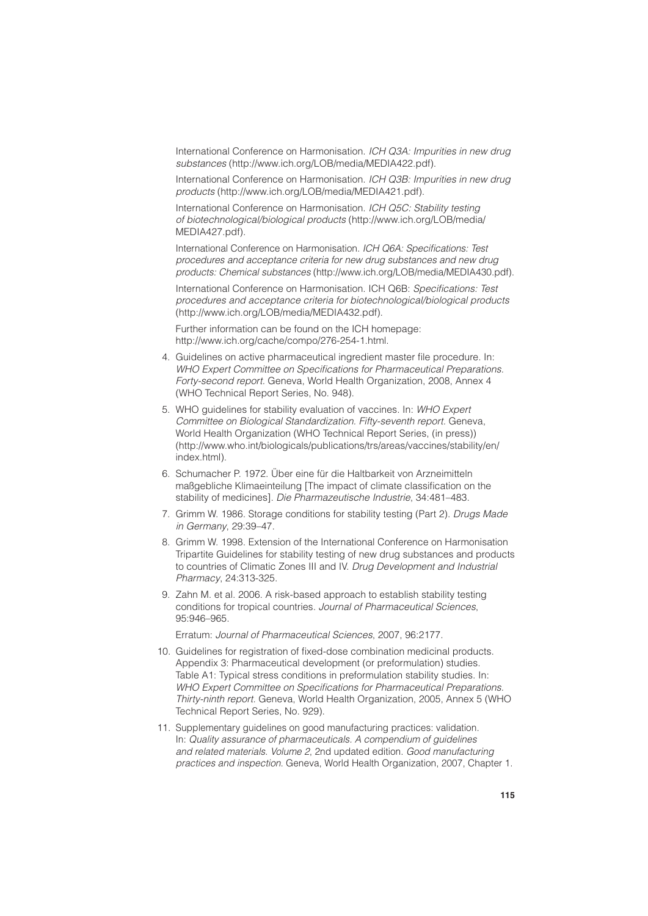International Conference on Harmonisation. *ICH Q3A: Impurities in new drug substances* (http://www.ich.org/LOB/media/MEDIA422.pdf).

International Conference on Harmonisation. *ICH Q3B: Impurities in new drug products* (http://www.ich.org/LOB/media/MEDIA421.pdf).

International Conference on Harmonisation. *ICH Q5C: Stability testing of biotechnological/biological products* (http://www.ich.org/LOB/media/MEDIA427.pdf).

International Conference on Harmonisation. *ICH Q6A: Specifications: Test procedures and acceptance criteria for new drug substances and new drug products: Chemical substances* (http://www.ich.org/LOB/media/MEDIA430.pdf).

International Conference on Harmonisation. ICH Q6B: *Specifications: Test procedures and acceptance criteria for biotechnological/biological products* (http://www.ich.org/LOB/media/MEDIA432.pdf).

Further information can be found on the ICH homepage: http://www.ich.org/cache/compo/276-254-1.html.

4. Guidelines on active pharmaceutical ingredient master file procedure. In: *WHO Expert Committee on Specifications for Pharmaceutical Preparations. Forty-second report.* Geneva, World Health Organization, 2008, Annex 4 (WHO Technical Report Series, No. 948).
5. WHO guidelines for stability evaluation of vaccines. In: *WHO Expert Committee on Biological Standardization. Fifty-seventh report.* Geneva, World Health Organization (WHO Technical Report Series, (in press)) (http://www.who.int/biologicals/publications/trs/areas/vaccines/stability/en/index.html).
6. Schumacher P. 1972. Über eine für die Haltbarkeit von Arzneimitteln maßgebliche Klimaeinteilung [The impact of climate classification on the stability of medicines]. *Die Pharmazeutische Industrie*, 34:481–483.
7. Grimm W. 1986. Storage conditions for stability testing (Part 2). *Drugs Made in Germany*, 29:39–47.
8. Grimm W. 1998. Extension of the International Conference on Harmonisation Tripartite Guidelines for stability testing of new drug substances and products to countries of Climatic Zones III and IV. *Drug Development and Industrial Pharmacy*, 24:313-325.
9. Zahn M. et al. 2006. A risk-based approach to establish stability testing conditions for tropical countries. *Journal of Pharmaceutical Sciences*, 95:946–965.

   Erratum: *Journal of Pharmaceutical Sciences*, 2007, 96:2177.
10. Guidelines for registration of fixed-dose combination medicinal products. Appendix 3: Pharmaceutical development (or preformulation) studies. Table A1: Typical stress conditions in preformulation stability studies. In: *WHO Expert Committee on Specifications for Pharmaceutical Preparations. Thirty-ninth report*. Geneva, World Health Organization, 2005, Annex 5 (WHO Technical Report Series, No. 929).
11. Supplementary guidelines on good manufacturing practices: validation. In: *Quality assurance of pharmaceuticals. A compendium of guidelines and related materials. Volume 2*, 2nd updated edition. *Good manufacturing practices and inspection*. Geneva, World Health Organization, 2007, Chapter 1.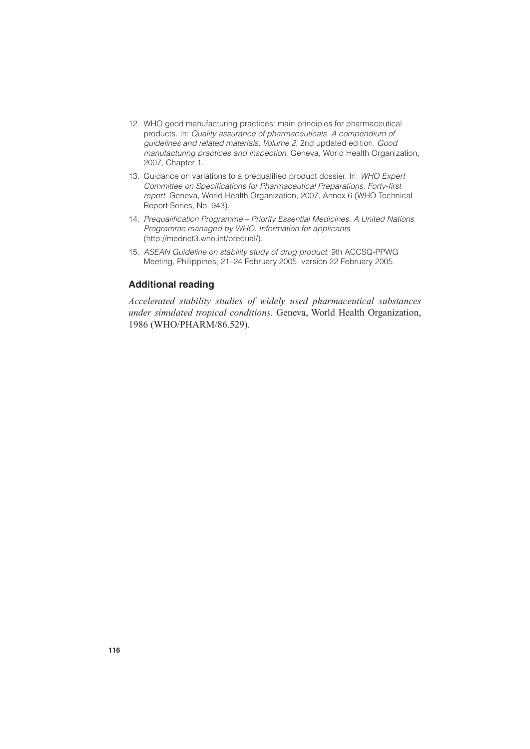12. WHO good manufacturing practices: main principles for pharmaceutical products. In: *Quality assurance of pharmaceuticals. A compendium of guidelines and related materials. Volume 2*, 2nd updated edition. *Good manufacturing practices and inspection*. Geneva, World Health Organization, 2007, Chapter 1.

13. Guidance on variations to a prequalified product dossier. In: *WHO Expert Committee on Specifications for Pharmaceutical Preparations. Forty-first report*. Geneva, World Health Organization, 2007, Annex 6 (WHO Technical Report Series, No. 943).

14. *Prequalification Programme – Priority Essential Medicines. A United Nations Programme managed by WHO. Information for applicants* (http://mednet3.who.int/prequal/).

15. *ASEAN Guideline on stability study of drug product*, 9th ACCSQ-PPWG Meeting, Philippines, 21–24 February 2005, version 22 February 2005.

## Additional reading

*Accelerated stability studies of widely used pharmaceutical substances under simulated tropical conditions*. Geneva, World Health Organization, 1986 (WHO/PHARM/86.529).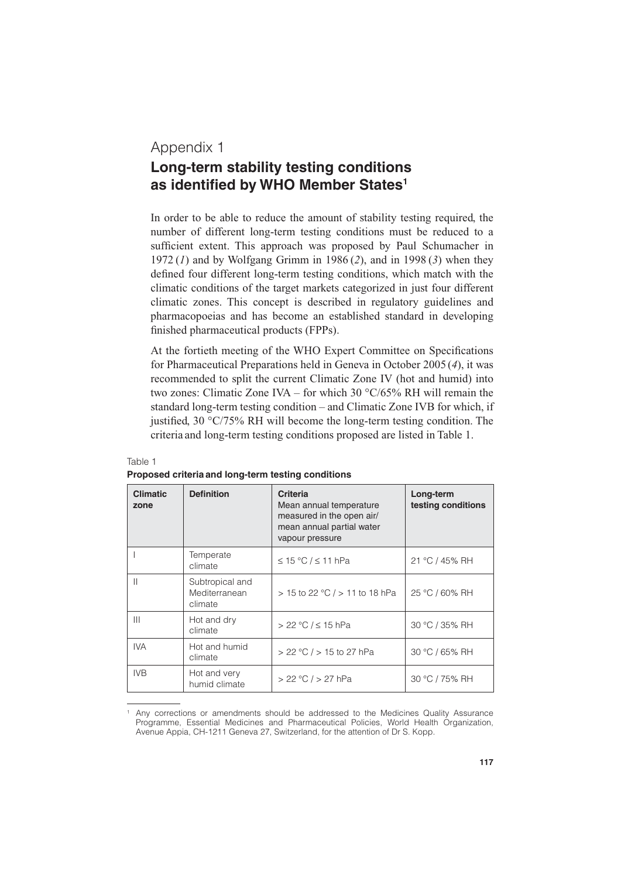# Appendix 1

## Long-term stability testing conditions as identified by WHO Member States[1]

In order to be able to reduce the amount of stability testing required, the number of different long-term testing conditions must be reduced to a sufficient extent. This approach was proposed by Paul Schumacher in 1972 (*1*) and by Wolfgang Grimm in 1986 (*2*), and in 1998 (*3*) when they defined four different long-term testing conditions, which match with the climatic conditions of the target markets categorized in just four different climatic zones. This concept is described in regulatory guidelines and pharmacopoeias and has become an established standard in developing finished pharmaceutical products (FPPs).

At the fortieth meeting of the WHO Expert Committee on Specifications for Pharmaceutical Preparations held in Geneva in October 2005 (*4*), it was recommended to split the current Climatic Zone IV (hot and humid) into two zones: Climatic Zone IVA – for which 30 °C/65% RH will remain the standard long-term testing condition – and Climatic Zone IVB for which, if justified, 30 °C/75% RH will become the long-term testing condition. The criteria and long-term testing conditions proposed are listed in Table 1.

Table 1

**Proposed criteria and long-term testing conditions**

| **Climatic zone** | **Definition** | **Criteria** Mean annual temperature measured in the open air/ mean annual partial water vapour pressure | **Long-term testing conditions** |
|---|---|---|---|
| I | Temperate climate | ≤ 15 °C / ≤ 11 hPa | 21 °C / 45% RH |
| II | Subtropical and Mediterranean climate | > 15 to 22 °C / > 11 to 18 hPa | 25 °C / 60% RH |
| III | Hot and dry climate | > 22 °C / ≤ 15 hPa | 30 °C / 35% RH |
| IVA | Hot and humid climate | > 22 °C / > 15 to 27 hPa | 30 °C / 65% RH |
| IVB | Hot and very humid climate | > 22 °C / > 27 hPa | 30 °C / 75% RH |

[1] Any corrections or amendments should be addressed to the Medicines Quality Assurance Programme, Essential Medicines and Pharmaceutical Policies, World Health Organization, Avenue Appia, CH-1211 Geneva 27, Switzerland, for the attention of Dr S. Kopp.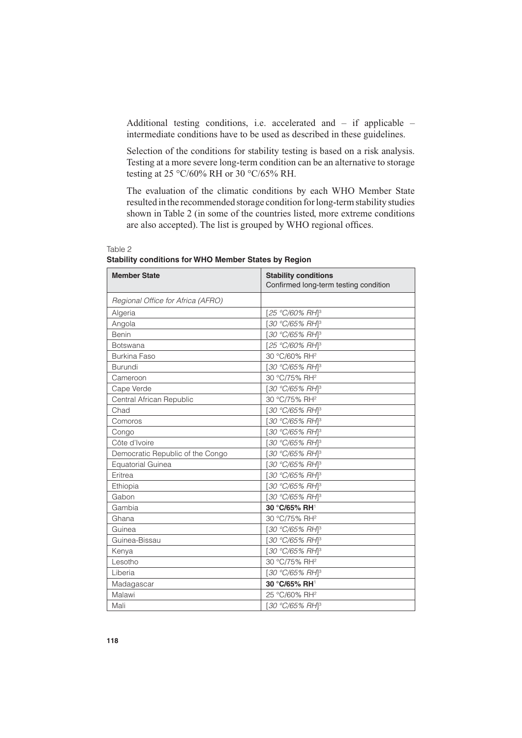Additional testing conditions, i.e. accelerated and – if applicable – intermediate conditions have to be used as described in these guidelines.

Selection of the conditions for stability testing is based on a risk analysis. Testing at a more severe long-term condition can be an alternative to storage testing at 25 °C/60% RH or 30 °C/65% RH.

The evaluation of the climatic conditions by each WHO Member State resulted in the recommended storage condition for long-term stability studies shown in Table 2 (in some of the countries listed, more extreme conditions are also accepted). The list is grouped by WHO regional offices.

Table 2

**Stability conditions for WHO Member States by Region**

| **Member State** | **Stability conditions** Confirmed long-term testing condition |
|---|---|
| *Regional Office for Africa (AFRO)* | |
| Algeria | *[25 °C/60% RH]*[3] |
| Angola | *[30 °C/65% RH]*[3] |
| Benin | *[30 °C/65% RH]*[3] |
| Botswana | *[25 °C/60% RH]*[3] |
| Burkina Faso | 30 °C/60% RH[2] |
| Burundi | *[30 °C/65% RH]*[3] |
| Cameroon | 30 °C/75% RH[2] |
| Cape Verde | *[30 °C/65% RH]*[3] |
| Central African Republic | 30 °C/75% RH[2] |
| Chad | *[30 °C/65% RH]*[3] |
| Comoros | *[30 °C/65% RH]*[3] |
| Congo | *[30 °C/65% RH]*[3] |
| Côte d'Ivoire | *[30 °C/65% RH]*[3] |
| Democratic Republic of the Congo | *[30 °C/65% RH]*[3] |
| Equatorial Guinea | *[30 °C/65% RH]*[3] |
| Eritrea | *[30 °C/65% RH]*[3] |
| Ethiopia | *[30 °C/65% RH]*[3] |
| Gabon | *[30 °C/65% RH]*[3] |
| Gambia | **30 °C/65% RH**[1] |
| Ghana | 30 °C/75% RH[2] |
| Guinea | *[30 °C/65% RH]*[3] |
| Guinea-Bissau | *[30 °C/65% RH]*[3] |
| Kenya | *[30 °C/65% RH]*[3] |
| Lesotho | 30 °C/75% RH[2] |
| Liberia | *[30 °C/65% RH]*[3] |
| Madagascar | **30 °C/65% RH**[1] |
| Malawi | 25 °C/60% RH[2] |
| Mali | *[30 °C/65% RH]*[3] |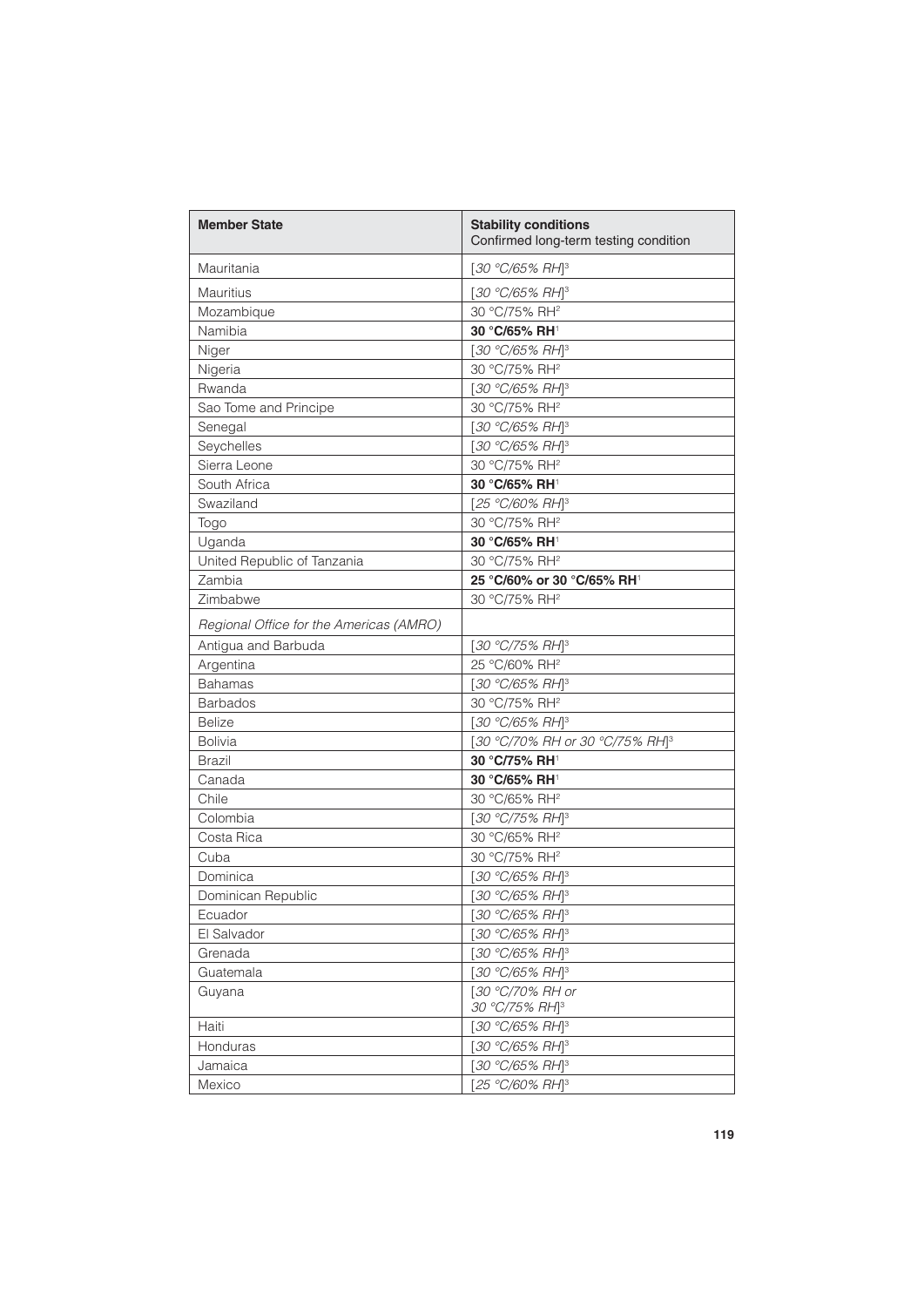| Member State | **Stability conditions** Confirmed long-term testing condition |
|---|---|
| Mauritania | *[30 °C/65% RH]*[3] |
| Mauritius | *[30 °C/65% RH]*[3] |
| Mozambique | 30 °C/75% RH[2] |
| Namibia | **30 °C/65% RH**[1] |
| Niger | *[30 °C/65% RH]*[3] |
| Nigeria | 30 °C/75% RH[2] |
| Rwanda | *[30 °C/65% RH]*[3] |
| Sao Tome and Principe | 30 °C/75% RH[2] |
| Senegal | *[30 °C/65% RH]*[3] |
| Seychelles | *[30 °C/65% RH]*[3] |
| Sierra Leone | 30 °C/75% RH[2] |
| South Africa | **30 °C/65% RH**[1] |
| Swaziland | *[25 °C/60% RH]*[3] |
| Togo | 30 °C/75% RH[2] |
| Uganda | **30 °C/65% RH**[1] |
| United Republic of Tanzania | 30 °C/75% RH[2] |
| Zambia | **25 °C/60% or 30 °C/65% RH**[1] |
| Zimbabwe | 30 °C/75% RH[2] |
| *Regional Office for the Americas (AMRO)* | |
| Antigua and Barbuda | *[30 °C/75% RH]*[3] |
| Argentina | 25 °C/60% RH[2] |
| Bahamas | *[30 °C/65% RH]*[3] |
| Barbados | 30 °C/75% RH[2] |
| Belize | *[30 °C/65% RH]*[3] |
| Bolivia | *[30 °C/70% RH or 30 °C/75% RH]*[3] |
| Brazil | **30 °C/75% RH**[1] |
| Canada | **30 °C/65% RH**[1] |
| Chile | 30 °C/65% RH[2] |
| Colombia | *[30 °C/75% RH]*[3] |
| Costa Rica | 30 °C/65% RH[2] |
| Cuba | 30 °C/75% RH[2] |
| Dominica | *[30 °C/65% RH]*[3] |
| Dominican Republic | *[30 °C/65% RH]*[3] |
| Ecuador | *[30 °C/65% RH]*[3] |
| El Salvador | *[30 °C/65% RH]*[3] |
| Grenada | *[30 °C/65% RH]*[3] |
| Guatemala | *[30 °C/65% RH]*[3] |
| Guyana | *[30 °C/70% RH or 30 °C/75% RH]*[3] |
| Haiti | *[30 °C/65% RH]*[3] |
| Honduras | *[30 °C/65% RH]*[3] |
| Jamaica | *[30 °C/65% RH]*[3] |
| Mexico | *[25 °C/60% RH]*[3] |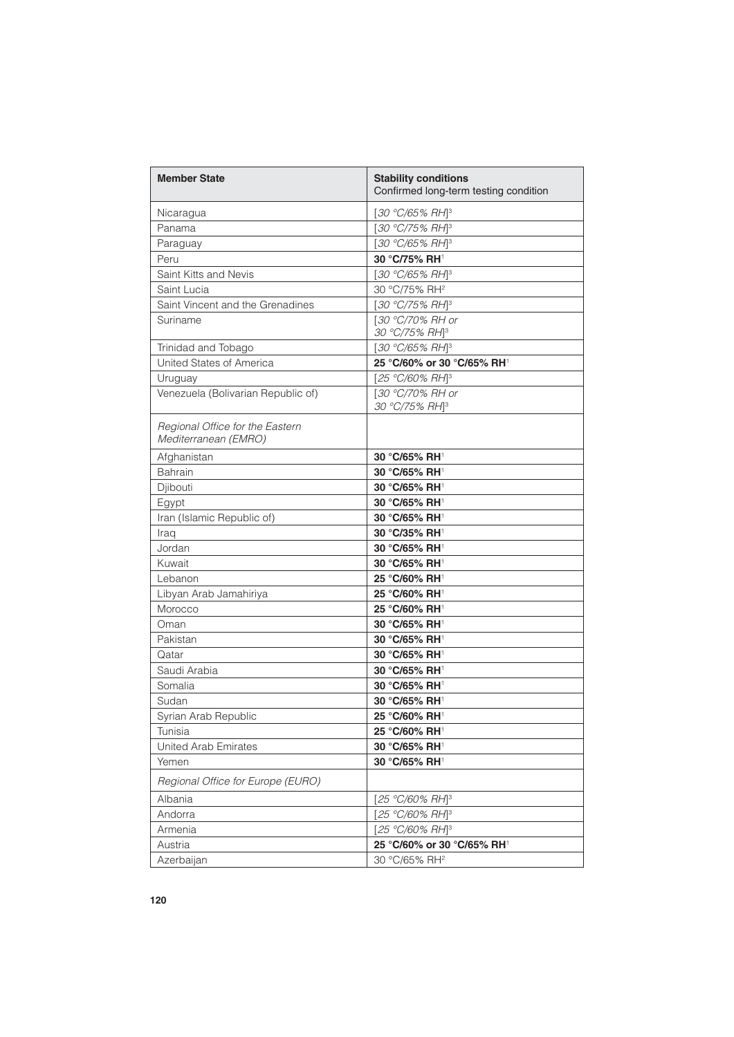| **Member State** | **Stability conditions** Confirmed long-term testing condition |
|---|---|
| Nicaragua | *[30 °C/65% RH]*[3] |
| Panama | *[30 °C/75% RH]*[3] |
| Paraguay | *[30 °C/65% RH]*[3] |
| Peru | **30 °C/75% RH**[1] |
| Saint Kitts and Nevis | *[30 °C/65% RH]*[3] |
| Saint Lucia | 30 °C/75% RH[2] |
| Saint Vincent and the Grenadines | *[30 °C/75% RH]*[3] |
| Suriname | *[30 °C/70% RH or 30 °C/75% RH]*[3] |
| Trinidad and Tobago | *[30 °C/65% RH]*[3] |
| United States of America | **25 °C/60% or 30 °C/65% RH**[1] |
| Uruguay | *[25 °C/60% RH]*[3] |
| Venezuela (Bolivarian Republic of) | *[30 °C/70% RH or 30 °C/75% RH]*[3] |
| *Regional Office for the Eastern Mediterranean (EMRO)* | |
| Afghanistan | **30 °C/65% RH**[1] |
| Bahrain | **30 °C/65% RH**[1] |
| Djibouti | **30 °C/65% RH**[1] |
| Egypt | **30 °C/65% RH**[1] |
| Iran (Islamic Republic of) | **30 °C/65% RH**[1] |
| Iraq | **30 °C/35% RH**[1] |
| Jordan | **30 °C/65% RH**[1] |
| Kuwait | **30 °C/65% RH**[1] |
| Lebanon | **25 °C/60% RH**[1] |
| Libyan Arab Jamahiriya | **25 °C/60% RH**[1] |
| Morocco | **25 °C/60% RH**[1] |
| Oman | **30 °C/65% RH**[1] |
| Pakistan | **30 °C/65% RH**[1] |
| Qatar | **30 °C/65% RH**[1] |
| Saudi Arabia | **30 °C/65% RH**[1] |
| Somalia | **30 °C/65% RH**[1] |
| Sudan | **30 °C/65% RH**[1] |
| Syrian Arab Republic | **25 °C/60% RH**[1] |
| Tunisia | **25 °C/60% RH**[1] |
| United Arab Emirates | **30 °C/65% RH**[1] |
| Yemen | **30 °C/65% RH**[1] |
| *Regional Office for Europe (EURO)* | |
| Albania | *[25 °C/60% RH]*[3] |
| Andorra | *[25 °C/60% RH]*[3] |
| Armenia | *[25 °C/60% RH]*[3] |
| Austria | **25 °C/60% or 30 °C/65% RH**[1] |
| Azerbaijan | 30 °C/65% RH[2] |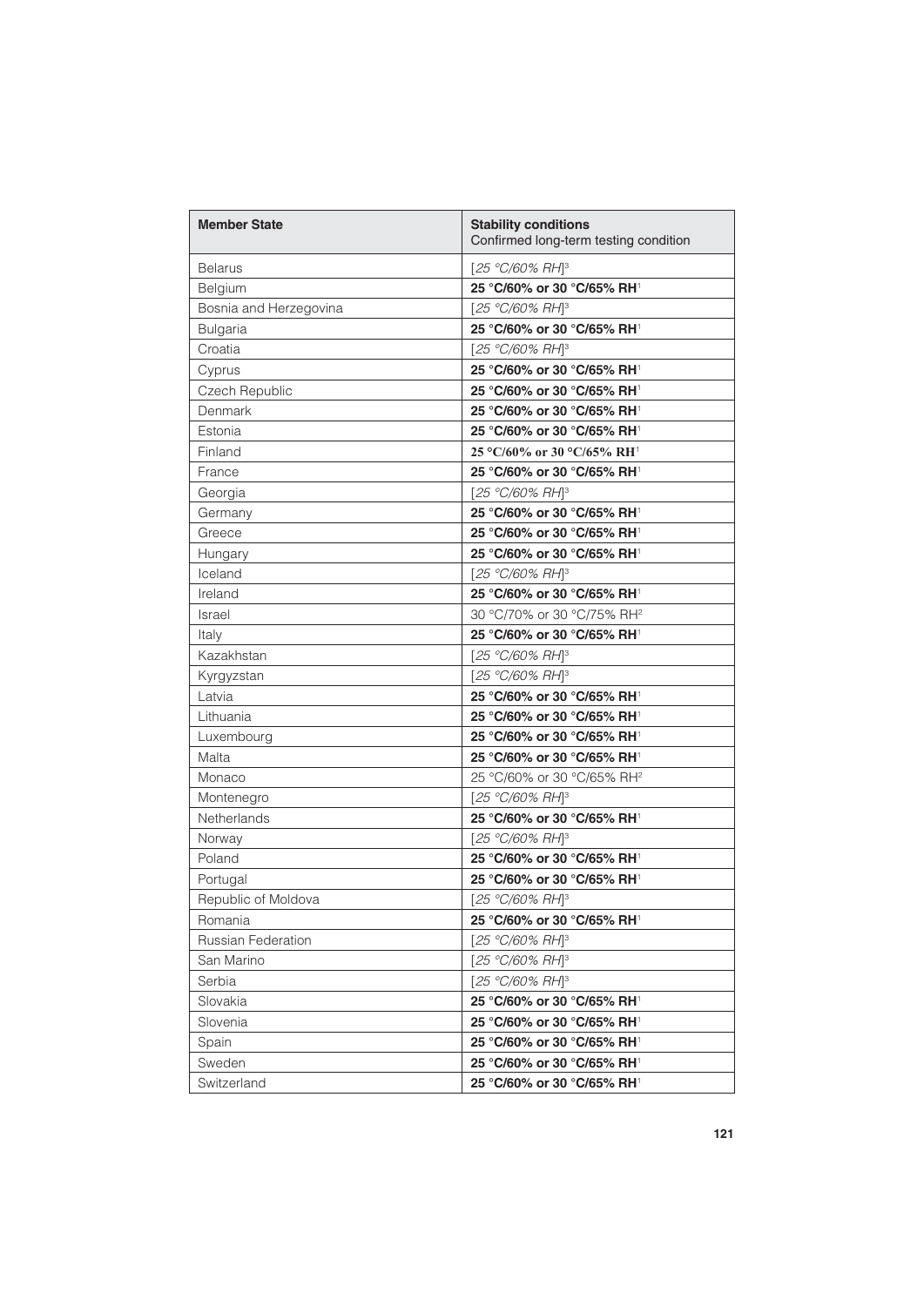| **Member State** | **Stability conditions** Confirmed long-term testing condition |
|---|---|
| Belarus | *[25 °C/60% RH]*[3] |
| Belgium | **25 °C/60% or 30 °C/65% RH**[1] |
| Bosnia and Herzegovina | *[25 °C/60% RH]*[3] |
| Bulgaria | **25 °C/60% or 30 °C/65% RH**[1] |
| Croatia | *[25 °C/60% RH]*[3] |
| Cyprus | **25 °C/60% or 30 °C/65% RH**[1] |
| Czech Republic | **25 °C/60% or 30 °C/65% RH**[1] |
| Denmark | **25 °C/60% or 30 °C/65% RH**[1] |
| Estonia | **25 °C/60% or 30 °C/65% RH**[1] |
| Finland | **25 °C/60% or 30 °C/65% RH**[1] |
| France | **25 °C/60% or 30 °C/65% RH**[1] |
| Georgia | *[25 °C/60% RH]*[3] |
| Germany | **25 °C/60% or 30 °C/65% RH**[1] |
| Greece | **25 °C/60% or 30 °C/65% RH**[1] |
| Hungary | **25 °C/60% or 30 °C/65% RH**[1] |
| Iceland | *[25 °C/60% RH]*[3] |
| Ireland | **25 °C/60% or 30 °C/65% RH**[1] |
| Israel | 30 °C/70% or 30 °C/75% RH[2] |
| Italy | **25 °C/60% or 30 °C/65% RH**[1] |
| Kazakhstan | *[25 °C/60% RH]*[3] |
| Kyrgyzstan | *[25 °C/60% RH]*[3] |
| Latvia | **25 °C/60% or 30 °C/65% RH**[1] |
| Lithuania | **25 °C/60% or 30 °C/65% RH**[1] |
| Luxembourg | **25 °C/60% or 30 °C/65% RH**[1] |
| Malta | **25 °C/60% or 30 °C/65% RH**[1] |
| Monaco | 25 °C/60% or 30 °C/65% RH[2] |
| Montenegro | *[25 °C/60% RH]*[3] |
| Netherlands | **25 °C/60% or 30 °C/65% RH**[1] |
| Norway | *[25 °C/60% RH]*[3] |
| Poland | **25 °C/60% or 30 °C/65% RH**[1] |
| Portugal | **25 °C/60% or 30 °C/65% RH**[1] |
| Republic of Moldova | *[25 °C/60% RH]*[3] |
| Romania | **25 °C/60% or 30 °C/65% RH**[1] |
| Russian Federation | *[25 °C/60% RH]*[3] |
| San Marino | *[25 °C/60% RH]*[3] |
| Serbia | *[25 °C/60% RH]*[3] |
| Slovakia | **25 °C/60% or 30 °C/65% RH**[1] |
| Slovenia | **25 °C/60% or 30 °C/65% RH**[1] |
| Spain | **25 °C/60% or 30 °C/65% RH**[1] |
| Sweden | **25 °C/60% or 30 °C/65% RH**[1] |
| Switzerland | **25 °C/60% or 30 °C/65% RH**[1] |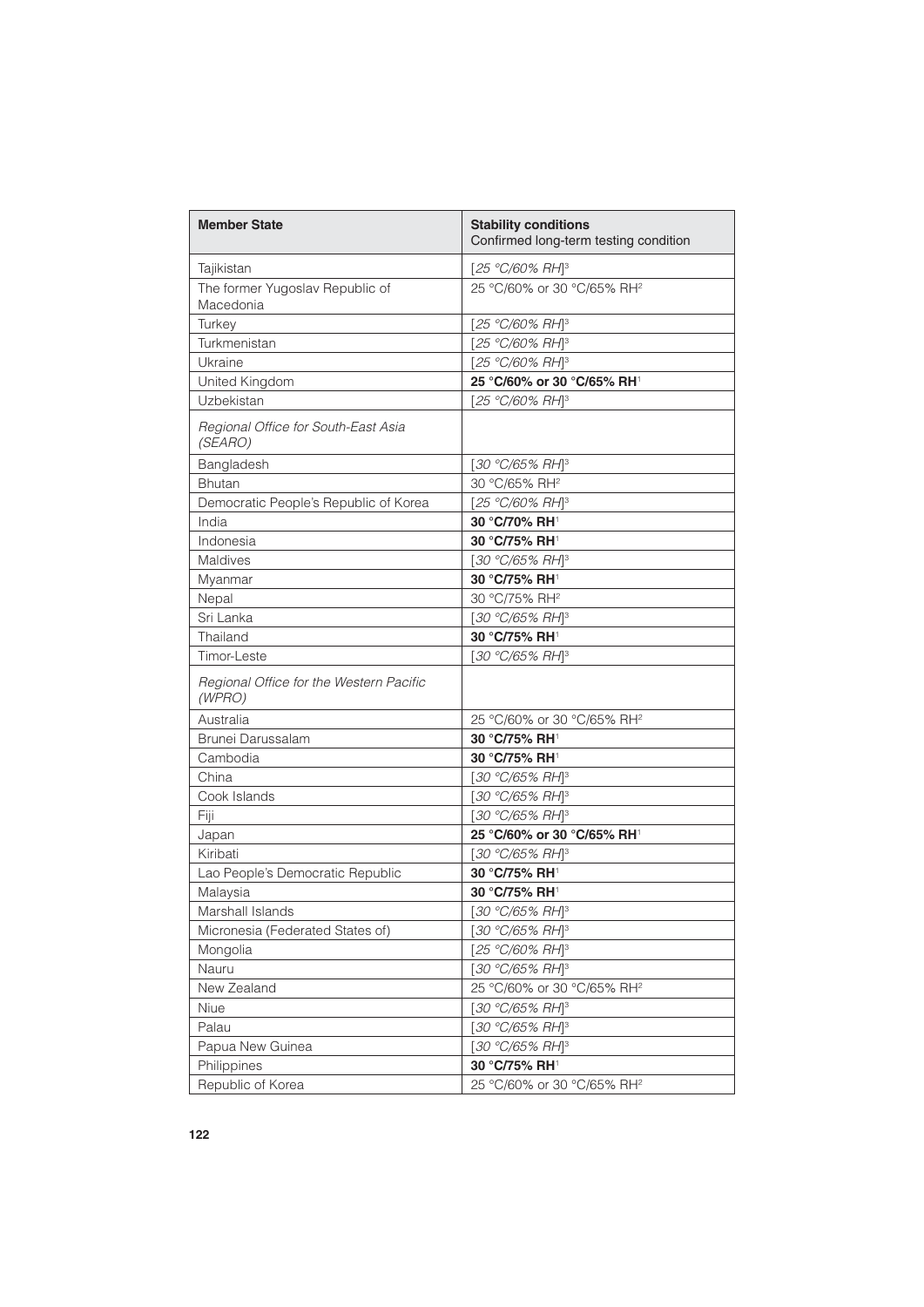| **Member State** | **Stability conditions** Confirmed long-term testing condition |
|---|---|
| Tajikistan | *[25 °C/60% RH]*[3] |
| The former Yugoslav Republic of Macedonia | 25 °C/60% or 30 °C/65% RH[2] |
| Turkey | *[25 °C/60% RH]*[3] |
| Turkmenistan | *[25 °C/60% RH]*[3] |
| Ukraine | *[25 °C/60% RH]*[3] |
| United Kingdom | **25 °C/60% or 30 °C/65% RH**[1] |
| Uzbekistan | *[25 °C/60% RH]*[3] |
| *Regional Office for South-East Asia (SEARO)* | |
| Bangladesh | *[30 °C/65% RH]*[3] |
| Bhutan | 30 °C/65% RH[2] |
| Democratic People's Republic of Korea | *[25 °C/60% RH]*[3] |
| India | **30 °C/70% RH**[1] |
| Indonesia | **30 °C/75% RH**[1] |
| Maldives | *[30 °C/65% RH]*[3] |
| Myanmar | **30 °C/75% RH**[1] |
| Nepal | 30 °C/75% RH[2] |
| Sri Lanka | *[30 °C/65% RH]*[3] |
| Thailand | **30 °C/75% RH**[1] |
| Timor-Leste | *[30 °C/65% RH]*[3] |
| *Regional Office for the Western Pacific (WPRO)* | |
| Australia | 25 °C/60% or 30 °C/65% RH[2] |
| Brunei Darussalam | **30 °C/75% RH**[1] |
| Cambodia | **30 °C/75% RH**[1] |
| China | *[30 °C/65% RH]*[3] |
| Cook Islands | *[30 °C/65% RH]*[3] |
| Fiji | *[30 °C/65% RH]*[3] |
| Japan | **25 °C/60% or 30 °C/65% RH**[1] |
| Kiribati | *[30 °C/65% RH]*[3] |
| Lao People's Democratic Republic | **30 °C/75% RH**[1] |
| Malaysia | **30 °C/75% RH**[1] |
| Marshall Islands | *[30 °C/65% RH]*[3] |
| Micronesia (Federated States of) | *[30 °C/65% RH]*[3] |
| Mongolia | *[25 °C/60% RH]*[3] |
| Nauru | *[30 °C/65% RH]*[3] |
| New Zealand | 25 °C/60% or 30 °C/65% RH[2] |
| Niue | *[30 °C/65% RH]*[3] |
| Palau | *[30 °C/65% RH]*[3] |
| Papua New Guinea | *[30 °C/65% RH]*[3] |
| Philippines | **30 °C/75% RH**[1] |
| Republic of Korea | 25 °C/60% or 30 °C/65% RH[2] |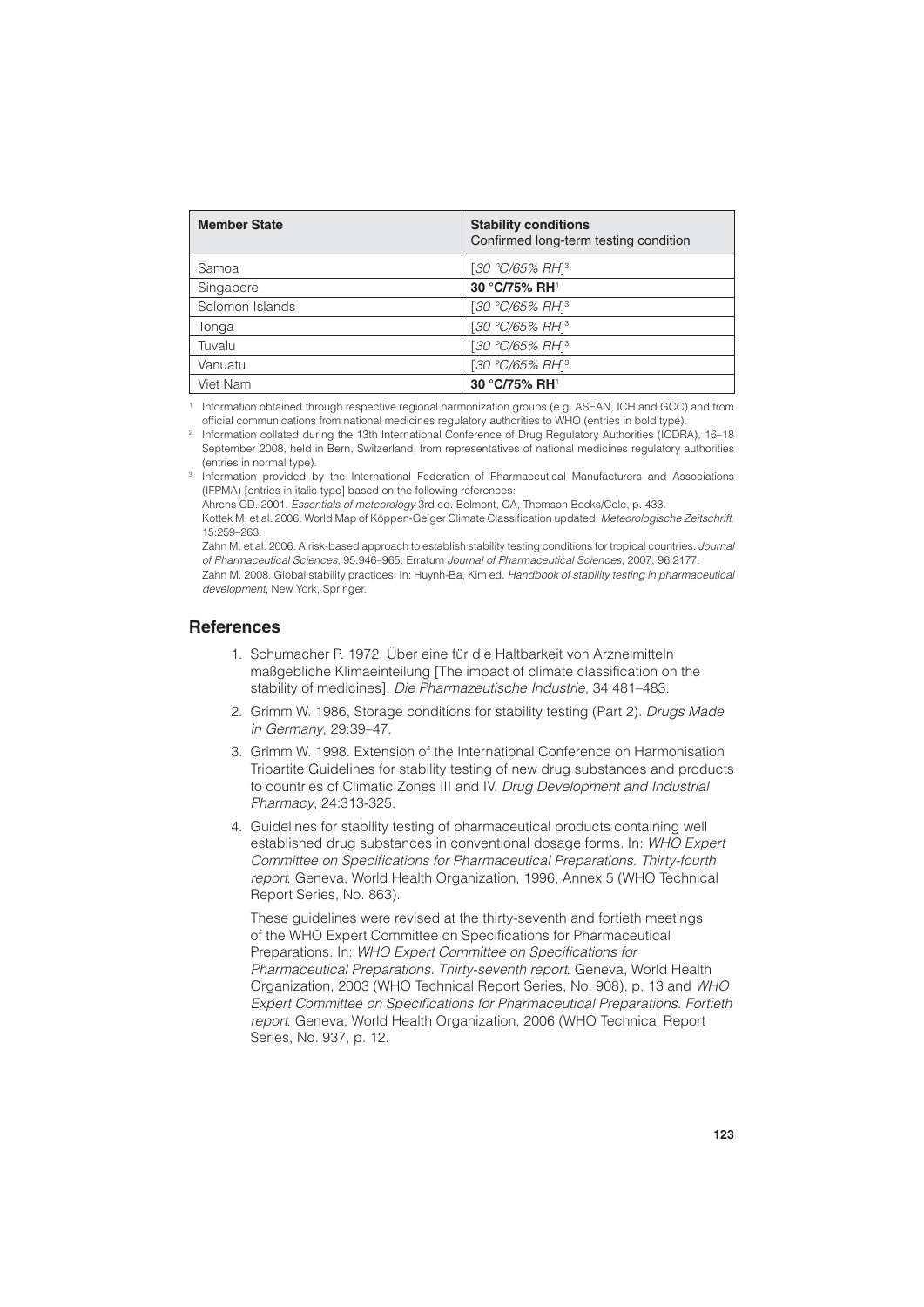| **Member State** | **Stability conditions** Confirmed long-term testing condition |
|---|---|
| Samoa | *[30 °C/65% RH]*[3] |
| Singapore | **30 °C/75% RH**[1] |
| Solomon Islands | *[30 °C/65% RH]*[3] |
| Tonga | *[30 °C/65% RH]*[3] |
| Tuvalu | *[30 °C/65% RH]*[3] |
| Vanuatu | *[30 °C/65% RH]*[3] |
| Viet Nam | **30 °C/75% RH**[1] |

[1] Information obtained through respective regional harmonization groups (e.g. ASEAN, ICH and GCC) and from official communications from national medicines regulatory authorities to WHO (entries in bold type).

[2] Information collated during the 13th International Conference of Drug Regulatory Authorities (ICDRA), 16–18 September 2008, held in Bern, Switzerland, from representatives of national medicines regulatory authorities (entries in normal type).

[3] Information provided by the International Federation of Pharmaceutical Manufacturers and Associations (IFPMA) [entries in italic type] based on the following references:

Ahrens CD. 2001. *Essentials of meteorology* 3rd ed. Belmont, CA, Thomson Books/Cole, p. 433.

Kottek M, et al. 2006. World Map of Köppen-Geiger Climate Classification updated. *Meteorologische Zeitschrift*, 15:259–263.

Zahn M. et al. 2006. A risk-based approach to establish stability testing conditions for tropical countries. *Journal of Pharmaceutical Sciences*, 95:946–965. Erratum *Journal of Pharmaceutical Sciences*, 2007, 96:2177.

Zahn M. 2008. Global stability practices. In: Huynh-Ba, Kim ed. *Handbook of stability testing in pharmaceutical development*, New York, Springer.

## References

1. Schumacher P. 1972, Über eine für die Haltbarkeit von Arzneimitteln maßgebliche Klimaeinteilung [The impact of climate classification on the stability of medicines]. *Die Pharmazeutische Industrie*, 34:481–483.
2. Grimm W. 1986, Storage conditions for stability testing (Part 2). *Drugs Made in Germany*, 29:39–47.
3. Grimm W. 1998. Extension of the International Conference on Harmonisation Tripartite Guidelines for stability testing of new drug substances and products to countries of Climatic Zones III and IV. *Drug Development and Industrial Pharmacy*, 24:313-325.
4. Guidelines for stability testing of pharmaceutical products containing well established drug substances in conventional dosage forms. In: *WHO Expert Committee on Specifications for Pharmaceutical Preparations. Thirty-fourth report*. Geneva, World Health Organization, 1996, Annex 5 (WHO Technical Report Series, No. 863).

   These guidelines were revised at the thirty-seventh and fortieth meetings of the WHO Expert Committee on Specifications for Pharmaceutical Preparations. In: *WHO Expert Committee on Specifications for Pharmaceutical Preparations. Thirty-seventh report*. Geneva, World Health Organization, 2003 (WHO Technical Report Series, No. 908), p. 13 and *WHO Expert Committee on Specifications for Pharmaceutical Preparations. Fortieth report*. Geneva, World Health Organization, 2006 (WHO Technical Report Series, No. 937, p. 12.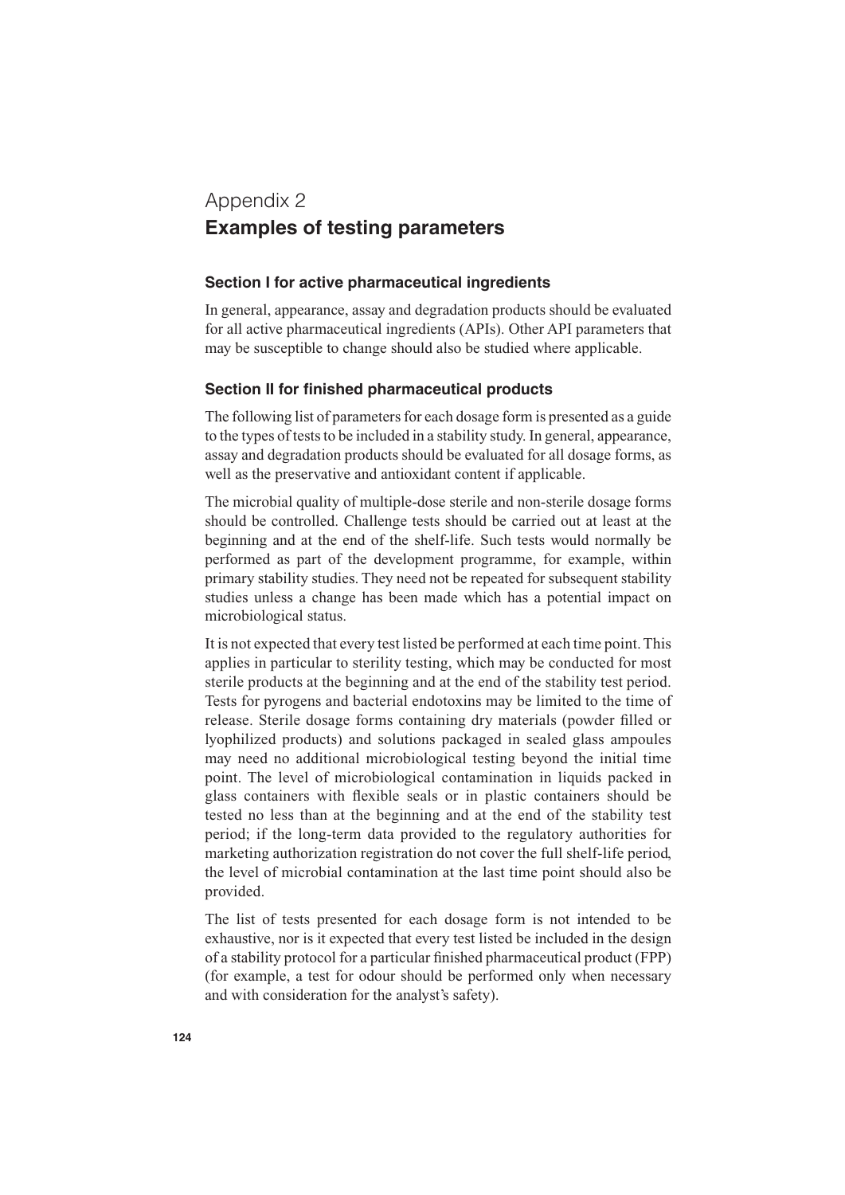# Appendix 2
# Examples of testing parameters

### Section I for active pharmaceutical ingredients

In general, appearance, assay and degradation products should be evaluated for all active pharmaceutical ingredients (APIs). Other API parameters that may be susceptible to change should also be studied where applicable.

### Section II for finished pharmaceutical products

The following list of parameters for each dosage form is presented as a guide to the types of tests to be included in a stability study. In general, appearance, assay and degradation products should be evaluated for all dosage forms, as well as the preservative and antioxidant content if applicable.

The microbial quality of multiple-dose sterile and non-sterile dosage forms should be controlled. Challenge tests should be carried out at least at the beginning and at the end of the shelf-life. Such tests would normally be performed as part of the development programme, for example, within primary stability studies. They need not be repeated for subsequent stability studies unless a change has been made which has a potential impact on microbiological status.

It is not expected that every test listed be performed at each time point. This applies in particular to sterility testing, which may be conducted for most sterile products at the beginning and at the end of the stability test period. Tests for pyrogens and bacterial endotoxins may be limited to the time of release. Sterile dosage forms containing dry materials (powder filled or lyophilized products) and solutions packaged in sealed glass ampoules may need no additional microbiological testing beyond the initial time point. The level of microbiological contamination in liquids packed in glass containers with flexible seals or in plastic containers should be tested no less than at the beginning and at the end of the stability test period; if the long-term data provided to the regulatory authorities for marketing authorization registration do not cover the full shelf-life period, the level of microbial contamination at the last time point should also be provided.

The list of tests presented for each dosage form is not intended to be exhaustive, nor is it expected that every test listed be included in the design of a stability protocol for a particular finished pharmaceutical product (FPP) (for example, a test for odour should be performed only when necessary and with consideration for the analyst's safety).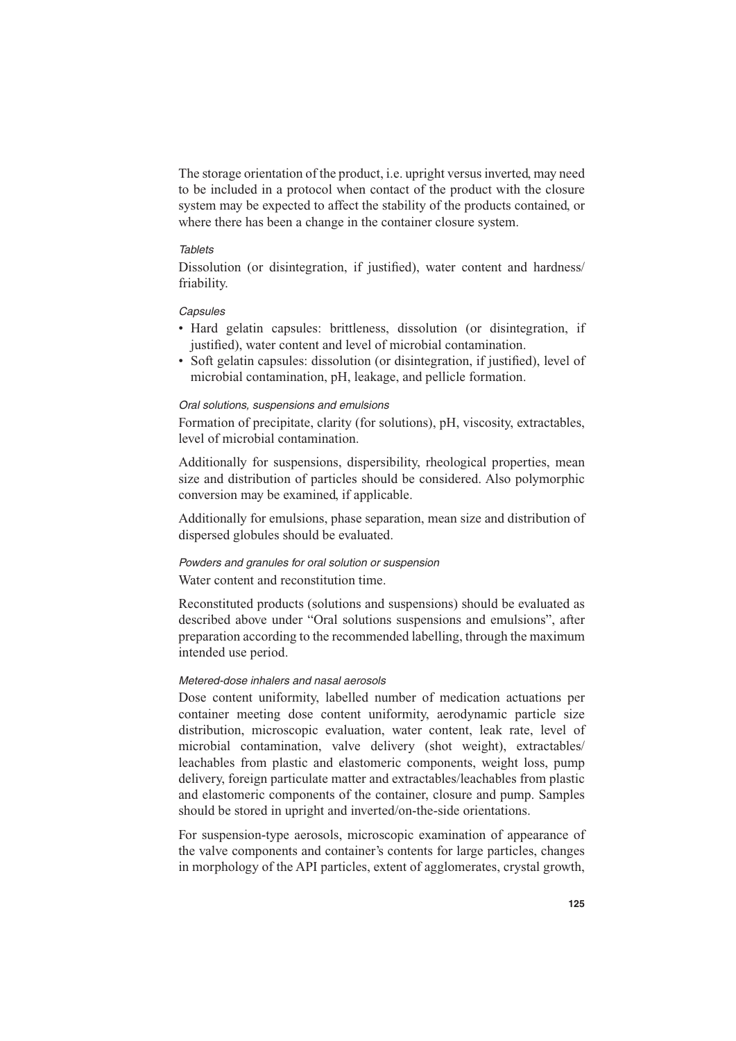The storage orientation of the product, i.e. upright versus inverted, may need to be included in a protocol when contact of the product with the closure system may be expected to affect the stability of the products contained, or where there has been a change in the container closure system.

*Tablets*

Dissolution (or disintegration, if justified), water content and hardness/friability.

*Capsules*

- Hard gelatin capsules: brittleness, dissolution (or disintegration, if justified), water content and level of microbial contamination.
- Soft gelatin capsules: dissolution (or disintegration, if justified), level of microbial contamination, pH, leakage, and pellicle formation.

*Oral solutions, suspensions and emulsions*

Formation of precipitate, clarity (for solutions), pH, viscosity, extractables, level of microbial contamination.

Additionally for suspensions, dispersibility, rheological properties, mean size and distribution of particles should be considered. Also polymorphic conversion may be examined, if applicable.

Additionally for emulsions, phase separation, mean size and distribution of dispersed globules should be evaluated.

*Powders and granules for oral solution or suspension*

Water content and reconstitution time.

Reconstituted products (solutions and suspensions) should be evaluated as described above under "Oral solutions suspensions and emulsions", after preparation according to the recommended labelling, through the maximum intended use period.

*Metered-dose inhalers and nasal aerosols*

Dose content uniformity, labelled number of medication actuations per container meeting dose content uniformity, aerodynamic particle size distribution, microscopic evaluation, water content, leak rate, level of microbial contamination, valve delivery (shot weight), extractables/leachables from plastic and elastomeric components, weight loss, pump delivery, foreign particulate matter and extractables/leachables from plastic and elastomeric components of the container, closure and pump. Samples should be stored in upright and inverted/on-the-side orientations.

For suspension-type aerosols, microscopic examination of appearance of the valve components and container's contents for large particles, changes in morphology of the API particles, extent of agglomerates, crystal growth,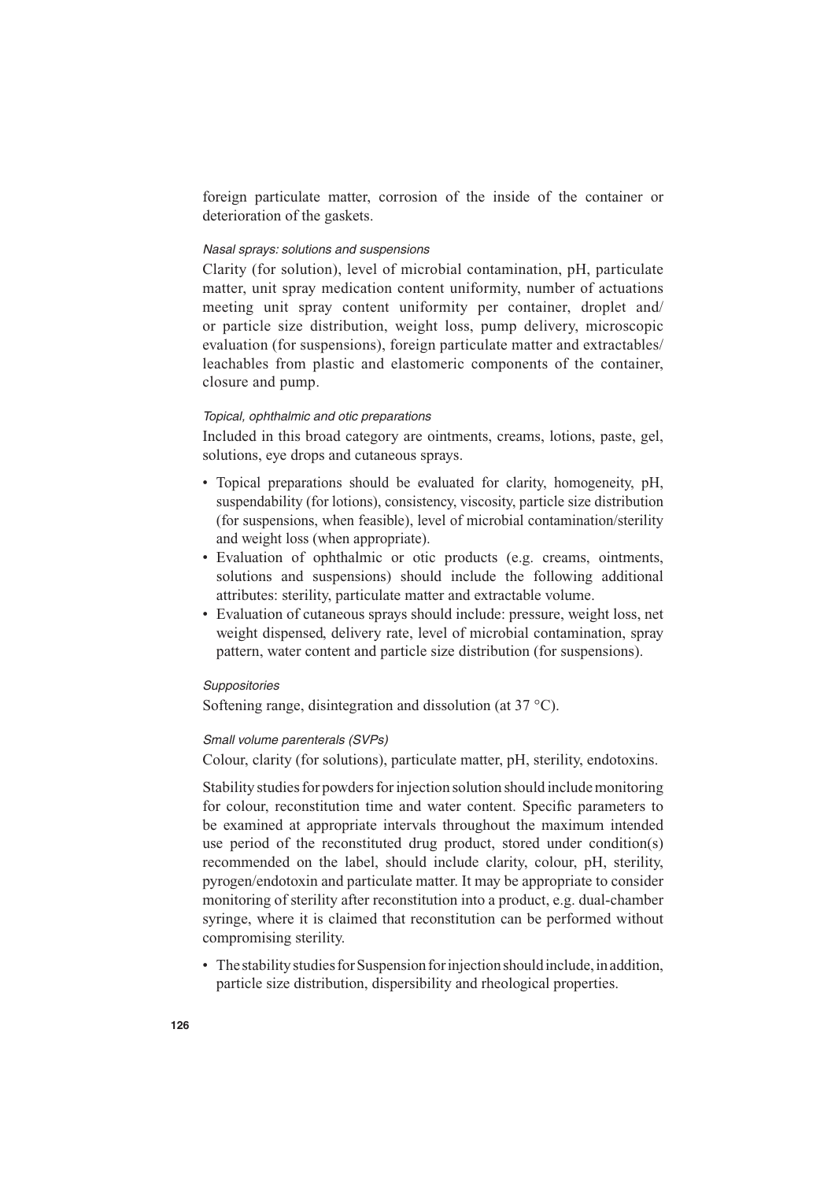foreign particulate matter, corrosion of the inside of the container or deterioration of the gaskets.

*Nasal sprays: solutions and suspensions*

Clarity (for solution), level of microbial contamination, pH, particulate matter, unit spray medication content uniformity, number of actuations meeting unit spray content uniformity per container, droplet and/ or particle size distribution, weight loss, pump delivery, microscopic evaluation (for suspensions), foreign particulate matter and extractables/ leachables from plastic and elastomeric components of the container, closure and pump.

*Topical, ophthalmic and otic preparations*

Included in this broad category are ointments, creams, lotions, paste, gel, solutions, eye drops and cutaneous sprays.

- Topical preparations should be evaluated for clarity, homogeneity, pH, suspendability (for lotions), consistency, viscosity, particle size distribution (for suspensions, when feasible), level of microbial contamination/sterility and weight loss (when appropriate).
- Evaluation of ophthalmic or otic products (e.g. creams, ointments, solutions and suspensions) should include the following additional attributes: sterility, particulate matter and extractable volume.
- Evaluation of cutaneous sprays should include: pressure, weight loss, net weight dispensed, delivery rate, level of microbial contamination, spray pattern, water content and particle size distribution (for suspensions).

*Suppositories*

Softening range, disintegration and dissolution (at 37 °C).

*Small volume parenterals (SVPs)*

Colour, clarity (for solutions), particulate matter, pH, sterility, endotoxins.

Stability studies for powders for injection solution should include monitoring for colour, reconstitution time and water content. Specific parameters to be examined at appropriate intervals throughout the maximum intended use period of the reconstituted drug product, stored under condition(s) recommended on the label, should include clarity, colour, pH, sterility, pyrogen/endotoxin and particulate matter. It may be appropriate to consider monitoring of sterility after reconstitution into a product, e.g. dual-chamber syringe, where it is claimed that reconstitution can be performed without compromising sterility.

- The stability studies for Suspension for injection should include, in addition, particle size distribution, dispersibility and rheological properties.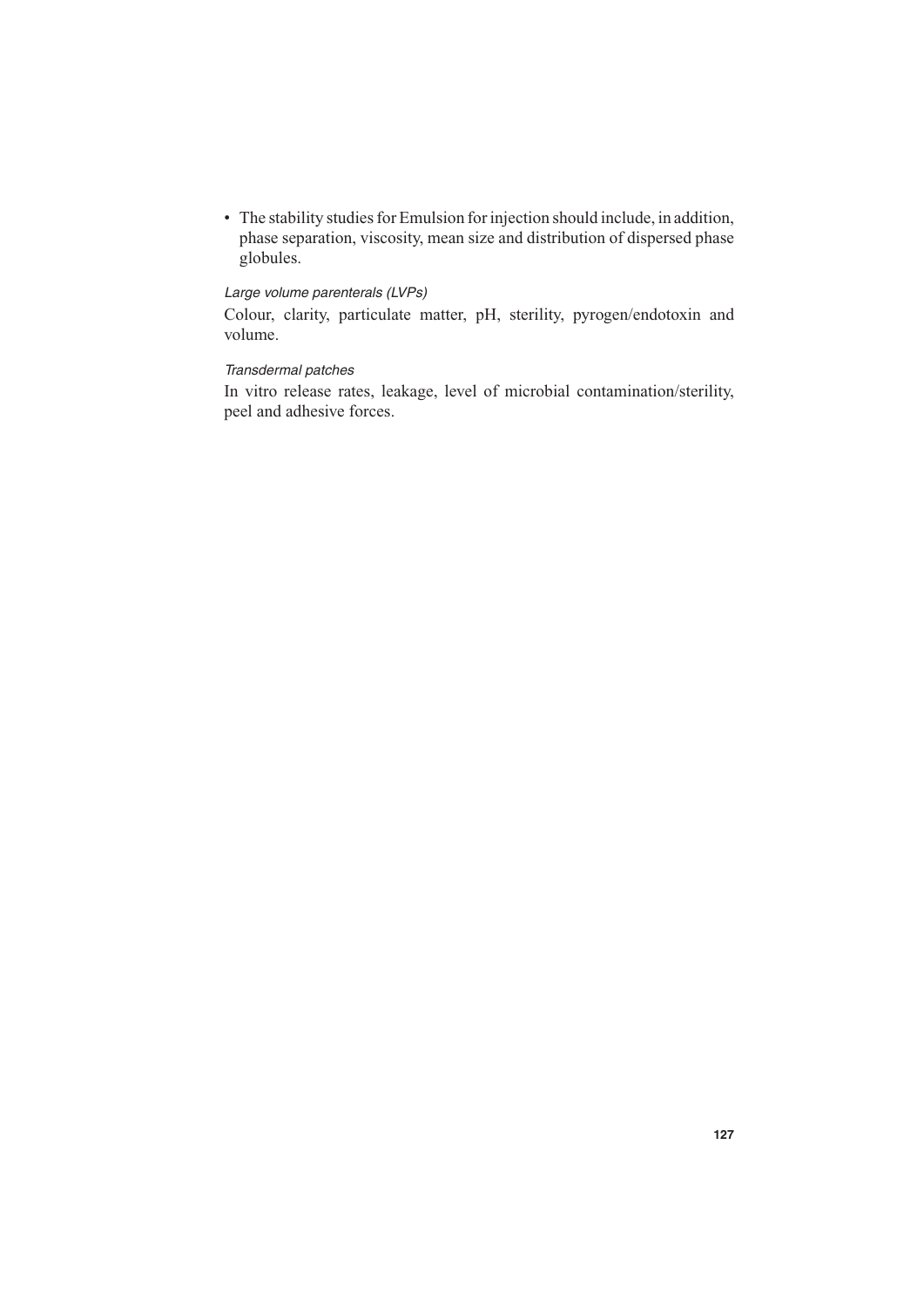- The stability studies for Emulsion for injection should include, in addition, phase separation, viscosity, mean size and distribution of dispersed phase globules.

*Large volume parenterals (LVPs)*

Colour, clarity, particulate matter, pH, sterility, pyrogen/endotoxin and volume.

*Transdermal patches*

In vitro release rates, leakage, level of microbial contamination/sterility, peel and adhesive forces.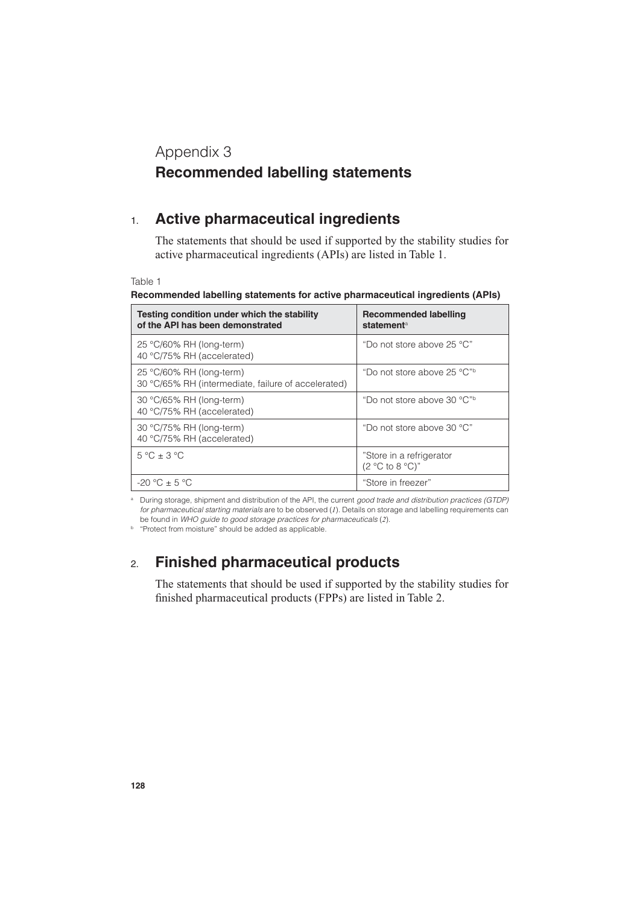# Appendix 3
# Recommended labelling statements

## 1. Active pharmaceutical ingredients

The statements that should be used if supported by the stability studies for active pharmaceutical ingredients (APIs) are listed in Table 1.

Table 1
**Recommended labelling statements for active pharmaceutical ingredients (APIs)**

| Testing condition under which the stability of the API has been demonstrated | Recommended labelling statement[a] |
|---|---|
| 25 °C/60% RH (long-term)<br>40 °C/75% RH (accelerated) | "Do not store above 25 °C" |
| 25 °C/60% RH (long-term)<br>30 °C/65% RH (intermediate, failure of accelerated) | "Do not store above 25 °C"[b] |
| 30 °C/65% RH (long-term)<br>40 °C/75% RH (accelerated) | "Do not store above 30 °C"[b] |
| 30 °C/75% RH (long-term)<br>40 °C/75% RH (accelerated) | "Do not store above 30 °C" |
| 5 °C ± 3 °C | "Store in a refrigerator (2 °C to 8 °C)" |
| -20 °C ± 5 °C | "Store in freezer" |

[a] During storage, shipment and distribution of the API, the current *good trade and distribution practices (GTDP) for pharmaceutical starting materials* are to be observed (*1*). Details on storage and labelling requirements can be found in *WHO guide to good storage practices for pharmaceuticals* (*2*).

[b] "Protect from moisture" should be added as applicable.

## 2. Finished pharmaceutical products

The statements that should be used if supported by the stability studies for finished pharmaceutical products (FPPs) are listed in Table 2.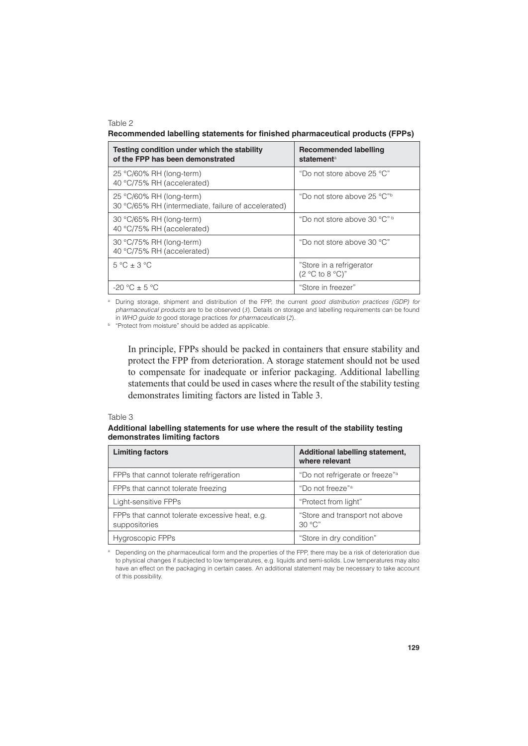Table 2

**Recommended labelling statements for finished pharmaceutical products (FPPs)**

| Testing condition under which the stability of the FPP has been demonstrated | Recommended labelling statement[a] |
| --- | --- |
| 25 °C/60% RH (long-term)<br>40 °C/75% RH (accelerated) | "Do not store above 25 °C" |
| 25 °C/60% RH (long-term)<br>30 °C/65% RH (intermediate, failure of accelerated) | "Do not store above 25 °C"[b] |
| 30 °C/65% RH (long-term)<br>40 °C/75% RH (accelerated) | "Do not store above 30 °C"[b] |
| 30 °C/75% RH (long-term)<br>40 °C/75% RH (accelerated) | "Do not store above 30 °C" |
| 5 °C ± 3 °C | "Store in a refrigerator (2 °C to 8 °C)" |
| -20 °C ± 5 °C | "Store in freezer" |

[a] During storage, shipment and distribution of the FPP, the current *good distribution practices (GDP) for pharmaceutical products* are to be observed (*3*). Details on storage and labelling requirements can be found in *WHO guide to* good storage practices *for pharmaceuticals* (*2*).

[b] "Protect from moisture" should be added as applicable.

In principle, FPPs should be packed in containers that ensure stability and protect the FPP from deterioration. A storage statement should not be used to compensate for inadequate or inferior packaging. Additional labelling statements that could be used in cases where the result of the stability testing demonstrates limiting factors are listed in Table 3.

Table 3

**Additional labelling statements for use where the result of the stability testing demonstrates limiting factors**

| Limiting factors | Additional labelling statement, where relevant |
| --- | --- |
| FPPs that cannot tolerate refrigeration | "Do not refrigerate or freeze"[a] |
| FPPs that cannot tolerate freezing | "Do not freeze"[a] |
| Light-sensitive FPPs | "Protect from light" |
| FPPs that cannot tolerate excessive heat, e.g. suppositories | "Store and transport not above 30 °C" |
| Hygroscopic FPPs | "Store in dry condition" |

[a] Depending on the pharmaceutical form and the properties of the FPP, there may be a risk of deterioration due to physical changes if subjected to low temperatures, e.g. liquids and semi-solids. Low temperatures may also have an effect on the packaging in certain cases. An additional statement may be necessary to take account of this possibility.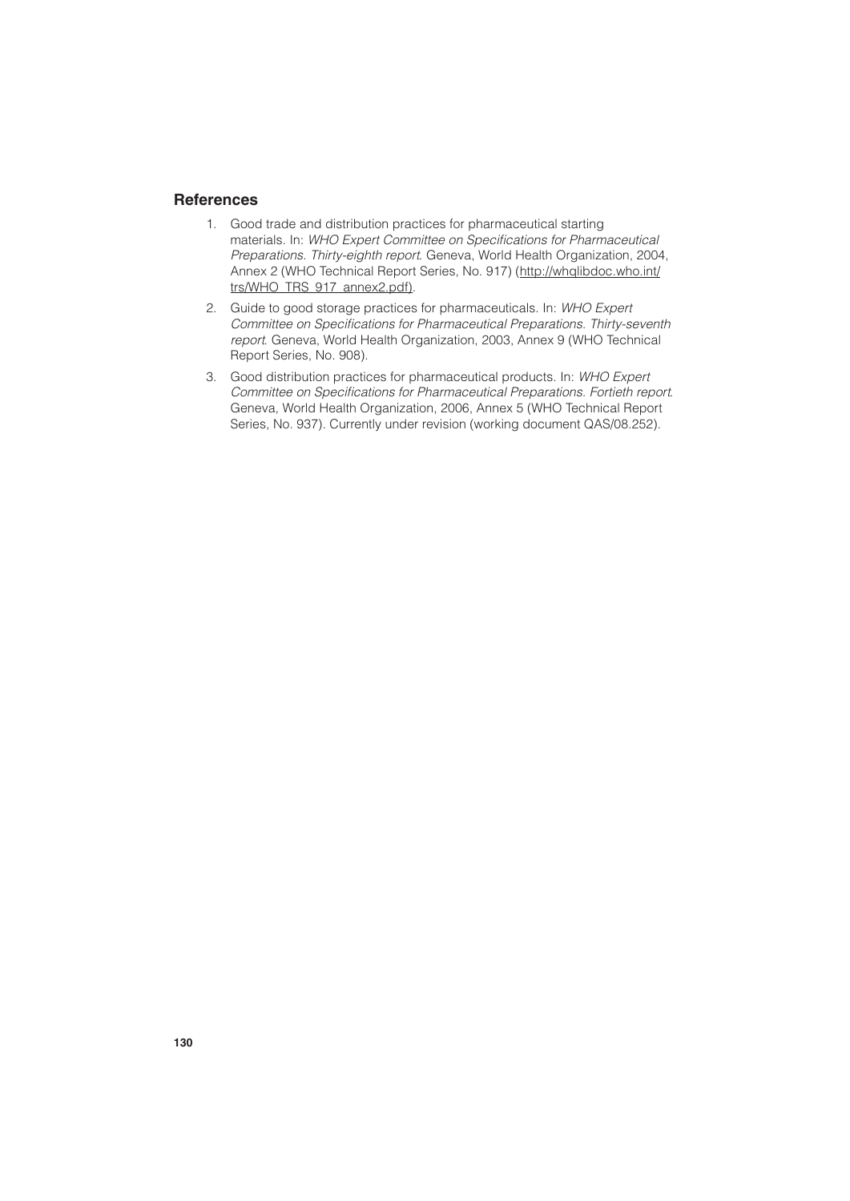## References

1. Good trade and distribution practices for pharmaceutical starting materials. In: *WHO Expert Committee on Specifications for Pharmaceutical Preparations. Thirty-eighth report*. Geneva, World Health Organization, 2004, Annex 2 (WHO Technical Report Series, No. 917) (http://whqlibdoc.who.int/trs/WHO_TRS_917_annex2.pdf).
2. Guide to good storage practices for pharmaceuticals. In: *WHO Expert Committee on Specifications for Pharmaceutical Preparations. Thirty-seventh report*. Geneva, World Health Organization, 2003, Annex 9 (WHO Technical Report Series, No. 908).
3. Good distribution practices for pharmaceutical products. In: *WHO Expert Committee on Specifications for Pharmaceutical Preparations. Fortieth report*. Geneva, World Health Organization, 2006, Annex 5 (WHO Technical Report Series, No. 937). Currently under revision (working document QAS/08.252).